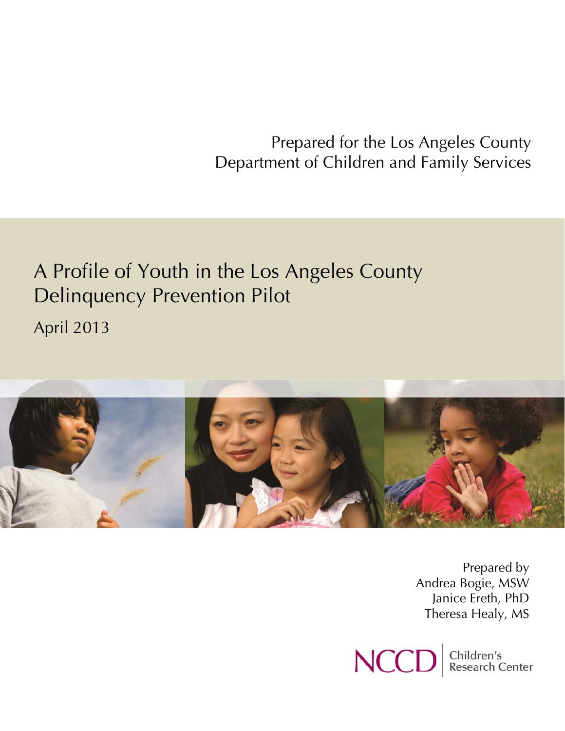Prepared for the Los Angeles County Department of Children and Family Services

# A Profile of Youth in the Los Angeles County Delinquency Prevention Pilot

April 2013

Prepared by
Andrea Bogie, MSW
Janice Ereth, PhD
Theresa Healy, MS

NCCD | Children's Research Center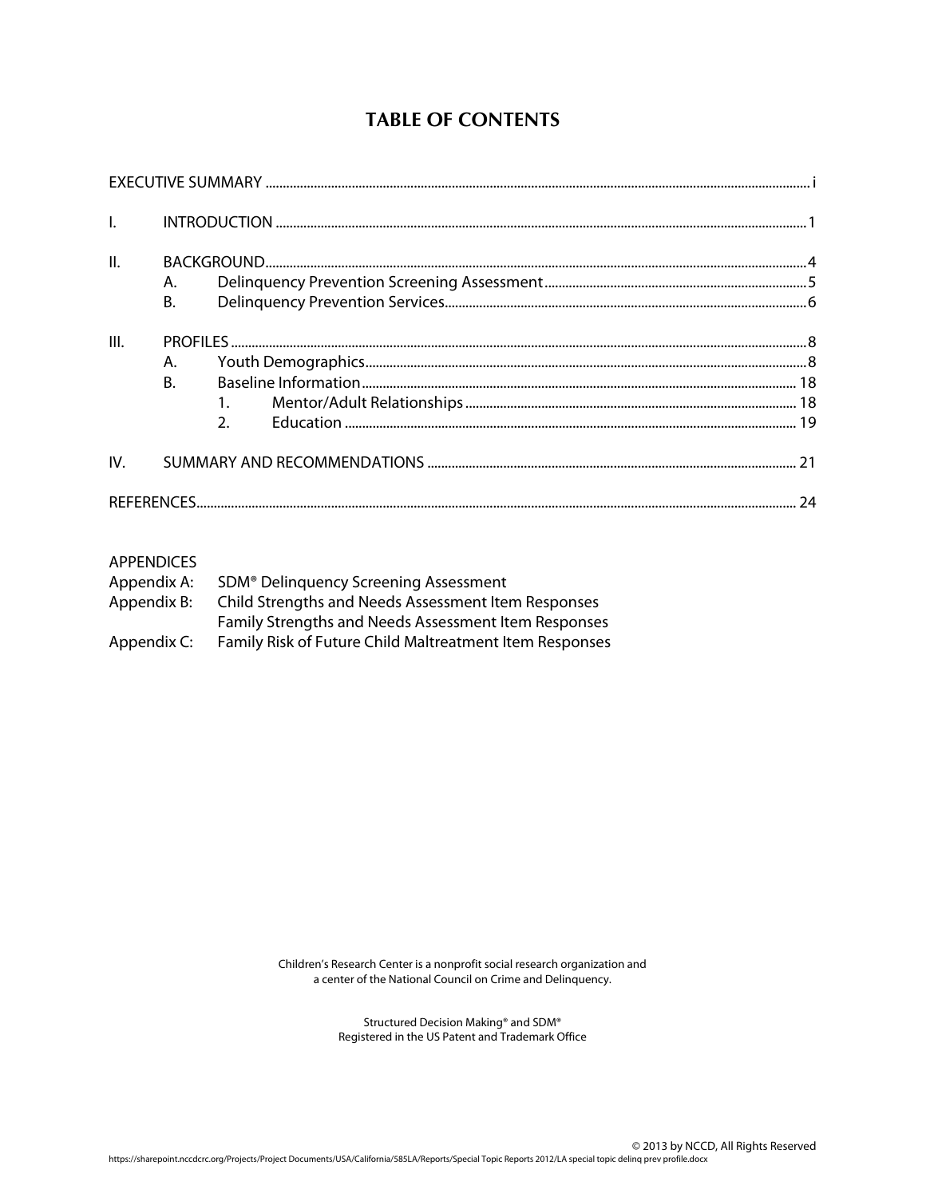# TABLE OF CONTENTS

EXECUTIVE SUMMARY ............................................................ i

I. INTRODUCTION ............................................................ 1

II. BACKGROUND ............................................................ 4
  A. Delinquency Prevention Screening Assessment ............................ 5
  B. Delinquency Prevention Services ............................ 6

III. PROFILES ............................................................ 8
  A. Youth Demographics ............................ 8
  B. Baseline Information ............................ 18
    1. Mentor/Adult Relationships ............................ 18
    2. Education ............................ 19

IV. SUMMARY AND RECOMMENDATIONS ............................ 21

REFERENCES ............................................................ 24

APPENDICES

Appendix A: SDM® Delinquency Screening Assessment

Appendix B: Child Strengths and Needs Assessment Item Responses
Family Strengths and Needs Assessment Item Responses

Appendix C: Family Risk of Future Child Maltreatment Item Responses

Children's Research Center is a nonprofit social research organization and a center of the National Council on Crime and Delinquency.

Structured Decision Making® and SDM®
Registered in the US Patent and Trademark Office

© 2013 by NCCD, All Rights Reserved

https://sharepoint.nccdcrc.org/Projects/Project Documents/USA/California/585LA/Reports/Special Topic Reports 2012/LA special topic delinq prev profile.docx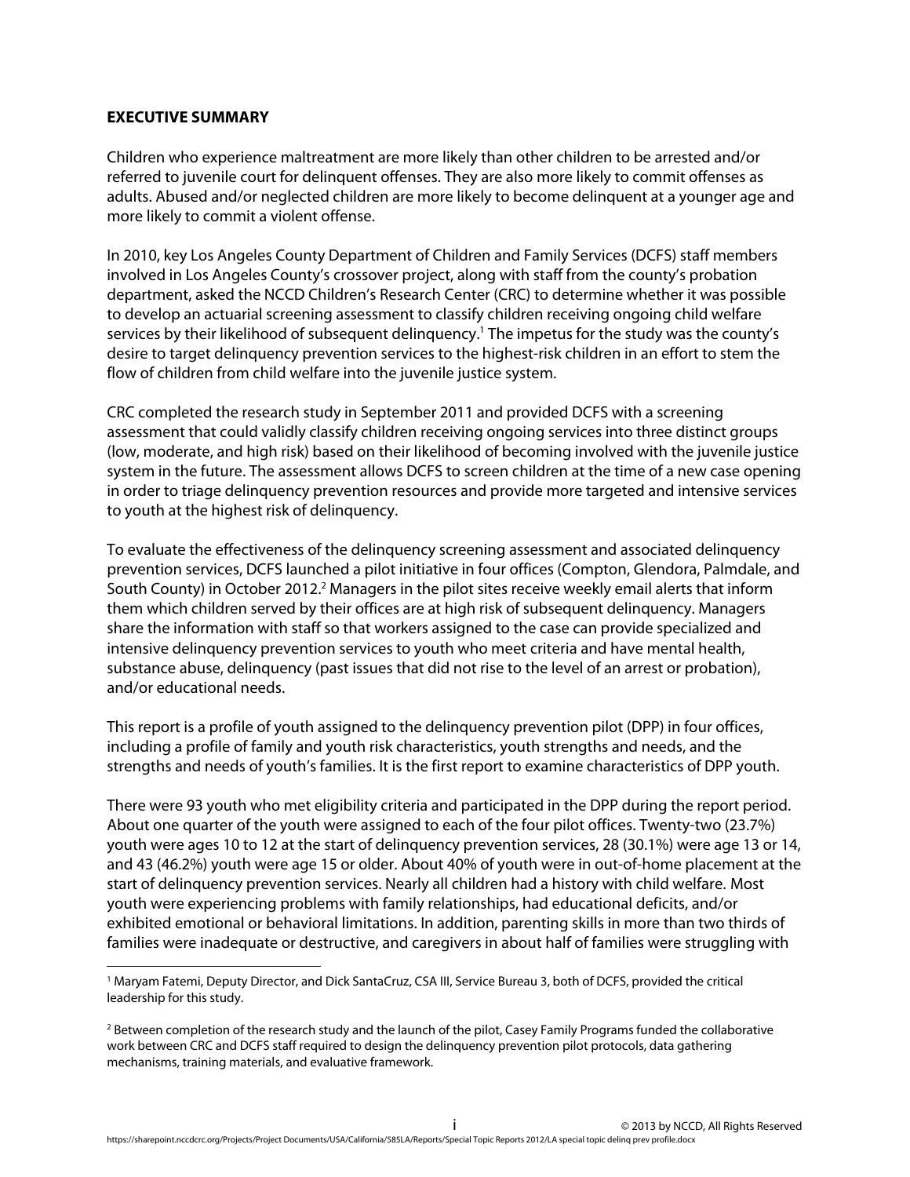## EXECUTIVE SUMMARY

Children who experience maltreatment are more likely than other children to be arrested and/or referred to juvenile court for delinquent offenses. They are also more likely to commit offenses as adults. Abused and/or neglected children are more likely to become delinquent at a younger age and more likely to commit a violent offense.

In 2010, key Los Angeles County Department of Children and Family Services (DCFS) staff members involved in Los Angeles County's crossover project, along with staff from the county's probation department, asked the NCCD Children's Research Center (CRC) to determine whether it was possible to develop an actuarial screening assessment to classify children receiving ongoing child welfare services by their likelihood of subsequent delinquency.[1] The impetus for the study was the county's desire to target delinquency prevention services to the highest-risk children in an effort to stem the flow of children from child welfare into the juvenile justice system.

CRC completed the research study in September 2011 and provided DCFS with a screening assessment that could validly classify children receiving ongoing services into three distinct groups (low, moderate, and high risk) based on their likelihood of becoming involved with the juvenile justice system in the future. The assessment allows DCFS to screen children at the time of a new case opening in order to triage delinquency prevention resources and provide more targeted and intensive services to youth at the highest risk of delinquency.

To evaluate the effectiveness of the delinquency screening assessment and associated delinquency prevention services, DCFS launched a pilot initiative in four offices (Compton, Glendora, Palmdale, and South County) in October 2012.[2] Managers in the pilot sites receive weekly email alerts that inform them which children served by their offices are at high risk of subsequent delinquency. Managers share the information with staff so that workers assigned to the case can provide specialized and intensive delinquency prevention services to youth who meet criteria and have mental health, substance abuse, delinquency (past issues that did not rise to the level of an arrest or probation), and/or educational needs.

This report is a profile of youth assigned to the delinquency prevention pilot (DPP) in four offices, including a profile of family and youth risk characteristics, youth strengths and needs, and the strengths and needs of youth's families. It is the first report to examine characteristics of DPP youth.

There were 93 youth who met eligibility criteria and participated in the DPP during the report period. About one quarter of the youth were assigned to each of the four pilot offices. Twenty-two (23.7%) youth were ages 10 to 12 at the start of delinquency prevention services, 28 (30.1%) were age 13 or 14, and 43 (46.2%) youth were age 15 or older. About 40% of youth were in out-of-home placement at the start of delinquency prevention services. Nearly all children had a history with child welfare. Most youth were experiencing problems with family relationships, had educational deficits, and/or exhibited emotional or behavioral limitations. In addition, parenting skills in more than two thirds of families were inadequate or destructive, and caregivers in about half of families were struggling with

---

[1] Maryam Fatemi, Deputy Director, and Dick SantaCruz, CSA III, Service Bureau 3, both of DCFS, provided the critical leadership for this study.

[2] Between completion of the research study and the launch of the pilot, Casey Family Programs funded the collaborative work between CRC and DCFS staff required to design the delinquency prevention pilot protocols, data gathering mechanisms, training materials, and evaluative framework.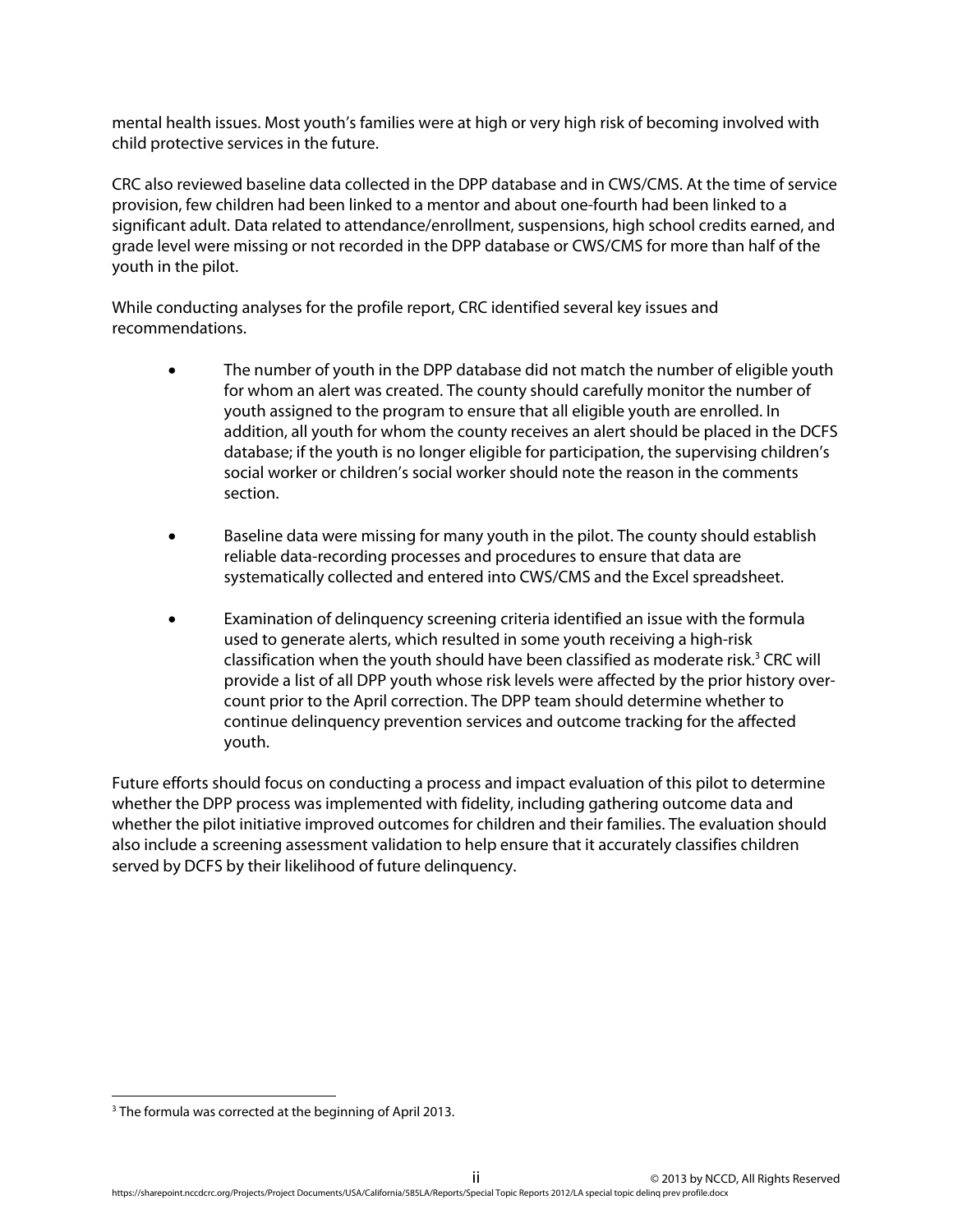mental health issues. Most youth's families were at high or very high risk of becoming involved with child protective services in the future.

CRC also reviewed baseline data collected in the DPP database and in CWS/CMS. At the time of service provision, few children had been linked to a mentor and about one-fourth had been linked to a significant adult. Data related to attendance/enrollment, suspensions, high school credits earned, and grade level were missing or not recorded in the DPP database or CWS/CMS for more than half of the youth in the pilot.

While conducting analyses for the profile report, CRC identified several key issues and recommendations.

- The number of youth in the DPP database did not match the number of eligible youth for whom an alert was created. The county should carefully monitor the number of youth assigned to the program to ensure that all eligible youth are enrolled. In addition, all youth for whom the county receives an alert should be placed in the DCFS database; if the youth is no longer eligible for participation, the supervising children's social worker or children's social worker should note the reason in the comments section.

- Baseline data were missing for many youth in the pilot. The county should establish reliable data-recording processes and procedures to ensure that data are systematically collected and entered into CWS/CMS and the Excel spreadsheet.

- Examination of delinquency screening criteria identified an issue with the formula used to generate alerts, which resulted in some youth receiving a high-risk classification when the youth should have been classified as moderate risk.[3] CRC will provide a list of all DPP youth whose risk levels were affected by the prior history over-count prior to the April correction. The DPP team should determine whether to continue delinquency prevention services and outcome tracking for the affected youth.

Future efforts should focus on conducting a process and impact evaluation of this pilot to determine whether the DPP process was implemented with fidelity, including gathering outcome data and whether the pilot initiative improved outcomes for children and their families. The evaluation should also include a screening assessment validation to help ensure that it accurately classifies children served by DCFS by their likelihood of future delinquency.

[3] The formula was corrected at the beginning of April 2013.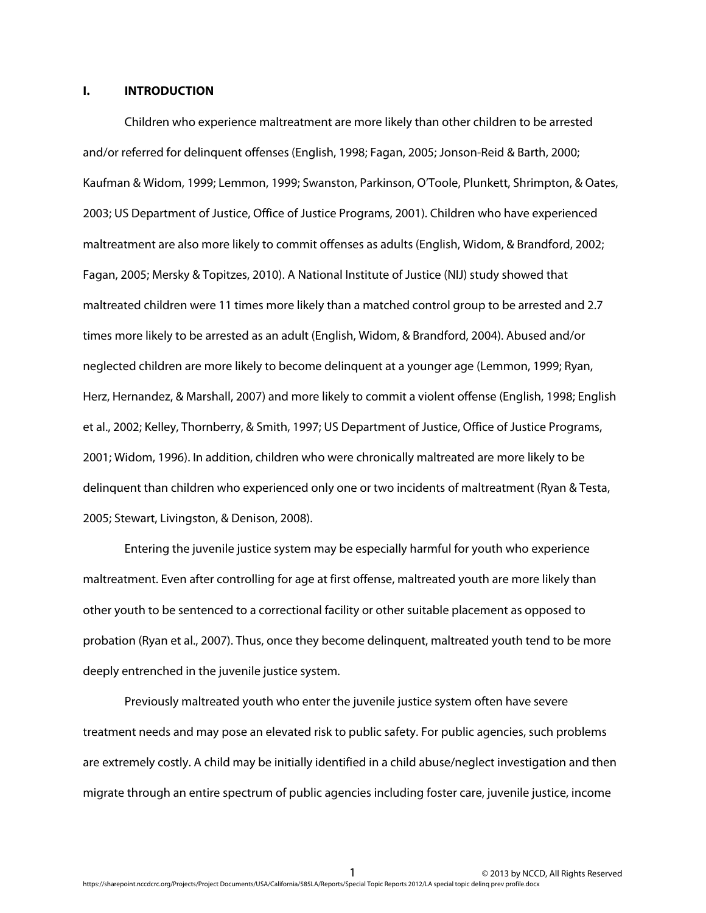## I. INTRODUCTION

Children who experience maltreatment are more likely than other children to be arrested and/or referred for delinquent offenses (English, 1998; Fagan, 2005; Jonson-Reid & Barth, 2000; Kaufman & Widom, 1999; Lemmon, 1999; Swanston, Parkinson, O'Toole, Plunkett, Shrimpton, & Oates, 2003; US Department of Justice, Office of Justice Programs, 2001). Children who have experienced maltreatment are also more likely to commit offenses as adults (English, Widom, & Brandford, 2002; Fagan, 2005; Mersky & Topitzes, 2010). A National Institute of Justice (NIJ) study showed that maltreated children were 11 times more likely than a matched control group to be arrested and 2.7 times more likely to be arrested as an adult (English, Widom, & Brandford, 2004). Abused and/or neglected children are more likely to become delinquent at a younger age (Lemmon, 1999; Ryan, Herz, Hernandez, & Marshall, 2007) and more likely to commit a violent offense (English, 1998; English et al., 2002; Kelley, Thornberry, & Smith, 1997; US Department of Justice, Office of Justice Programs, 2001; Widom, 1996). In addition, children who were chronically maltreated are more likely to be delinquent than children who experienced only one or two incidents of maltreatment (Ryan & Testa, 2005; Stewart, Livingston, & Denison, 2008).

Entering the juvenile justice system may be especially harmful for youth who experience maltreatment. Even after controlling for age at first offense, maltreated youth are more likely than other youth to be sentenced to a correctional facility or other suitable placement as opposed to probation (Ryan et al., 2007). Thus, once they become delinquent, maltreated youth tend to be more deeply entrenched in the juvenile justice system.

Previously maltreated youth who enter the juvenile justice system often have severe treatment needs and may pose an elevated risk to public safety. For public agencies, such problems are extremely costly. A child may be initially identified in a child abuse/neglect investigation and then migrate through an entire spectrum of public agencies including foster care, juvenile justice, income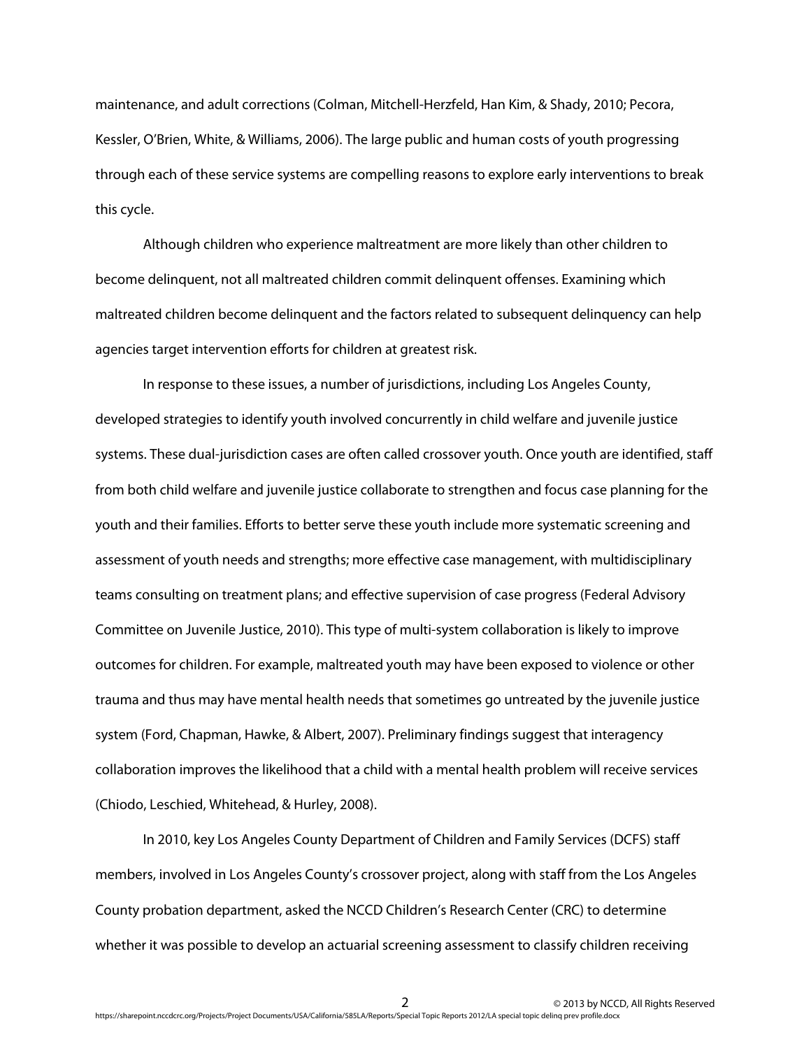maintenance, and adult corrections (Colman, Mitchell-Herzfeld, Han Kim, & Shady, 2010; Pecora, Kessler, O'Brien, White, & Williams, 2006). The large public and human costs of youth progressing through each of these service systems are compelling reasons to explore early interventions to break this cycle.

Although children who experience maltreatment are more likely than other children to become delinquent, not all maltreated children commit delinquent offenses. Examining which maltreated children become delinquent and the factors related to subsequent delinquency can help agencies target intervention efforts for children at greatest risk.

In response to these issues, a number of jurisdictions, including Los Angeles County, developed strategies to identify youth involved concurrently in child welfare and juvenile justice systems. These dual-jurisdiction cases are often called crossover youth. Once youth are identified, staff from both child welfare and juvenile justice collaborate to strengthen and focus case planning for the youth and their families. Efforts to better serve these youth include more systematic screening and assessment of youth needs and strengths; more effective case management, with multidisciplinary teams consulting on treatment plans; and effective supervision of case progress (Federal Advisory Committee on Juvenile Justice, 2010). This type of multi-system collaboration is likely to improve outcomes for children. For example, maltreated youth may have been exposed to violence or other trauma and thus may have mental health needs that sometimes go untreated by the juvenile justice system (Ford, Chapman, Hawke, & Albert, 2007). Preliminary findings suggest that interagency collaboration improves the likelihood that a child with a mental health problem will receive services (Chiodo, Leschied, Whitehead, & Hurley, 2008).

In 2010, key Los Angeles County Department of Children and Family Services (DCFS) staff members, involved in Los Angeles County's crossover project, along with staff from the Los Angeles County probation department, asked the NCCD Children's Research Center (CRC) to determine whether it was possible to develop an actuarial screening assessment to classify children receiving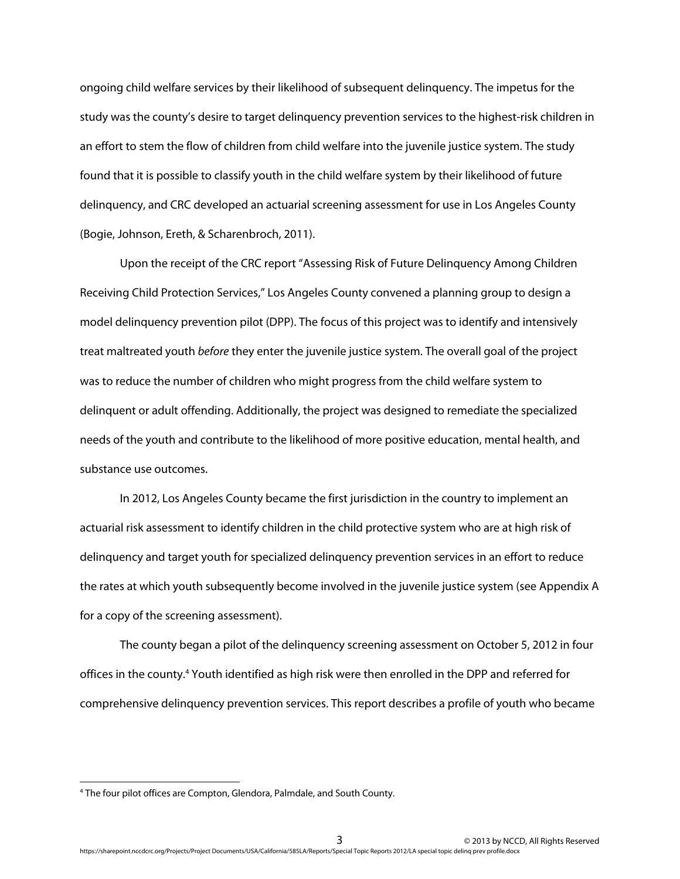ongoing child welfare services by their likelihood of subsequent delinquency. The impetus for the study was the county's desire to target delinquency prevention services to the highest-risk children in an effort to stem the flow of children from child welfare into the juvenile justice system. The study found that it is possible to classify youth in the child welfare system by their likelihood of future delinquency, and CRC developed an actuarial screening assessment for use in Los Angeles County (Bogie, Johnson, Ereth, & Scharenbroch, 2011).

Upon the receipt of the CRC report "Assessing Risk of Future Delinquency Among Children Receiving Child Protection Services," Los Angeles County convened a planning group to design a model delinquency prevention pilot (DPP). The focus of this project was to identify and intensively treat maltreated youth *before* they enter the juvenile justice system. The overall goal of the project was to reduce the number of children who might progress from the child welfare system to delinquent or adult offending. Additionally, the project was designed to remediate the specialized needs of the youth and contribute to the likelihood of more positive education, mental health, and substance use outcomes.

In 2012, Los Angeles County became the first jurisdiction in the country to implement an actuarial risk assessment to identify children in the child protective system who are at high risk of delinquency and target youth for specialized delinquency prevention services in an effort to reduce the rates at which youth subsequently become involved in the juvenile justice system (see Appendix A for a copy of the screening assessment).

The county began a pilot of the delinquency screening assessment on October 5, 2012 in four offices in the county.[4] Youth identified as high risk were then enrolled in the DPP and referred for comprehensive delinquency prevention services. This report describes a profile of youth who became

---

[4] The four pilot offices are Compton, Glendora, Palmdale, and South County.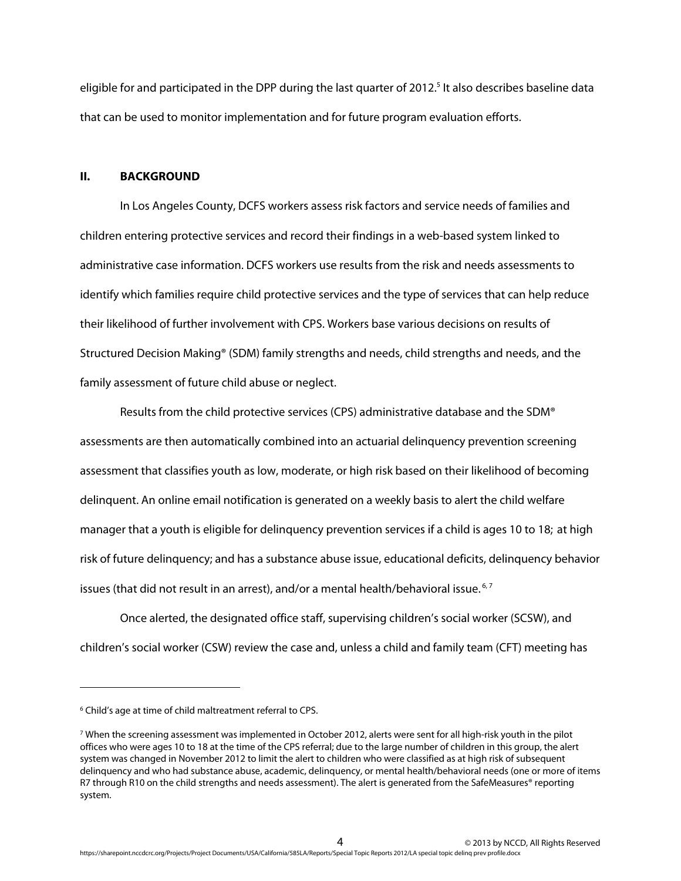eligible for and participated in the DPP during the last quarter of 2012.[5] It also describes baseline data that can be used to monitor implementation and for future program evaluation efforts.

## II. BACKGROUND

In Los Angeles County, DCFS workers assess risk factors and service needs of families and children entering protective services and record their findings in a web-based system linked to administrative case information. DCFS workers use results from the risk and needs assessments to identify which families require child protective services and the type of services that can help reduce their likelihood of further involvement with CPS. Workers base various decisions on results of Structured Decision Making® (SDM) family strengths and needs, child strengths and needs, and the family assessment of future child abuse or neglect.

Results from the child protective services (CPS) administrative database and the SDM® assessments are then automatically combined into an actuarial delinquency prevention screening assessment that classifies youth as low, moderate, or high risk based on their likelihood of becoming delinquent. An online email notification is generated on a weekly basis to alert the child welfare manager that a youth is eligible for delinquency prevention services if a child is ages 10 to 18; at high risk of future delinquency; and has a substance abuse issue, educational deficits, delinquency behavior issues (that did not result in an arrest), and/or a mental health/behavioral issue.[6, 7]

Once alerted, the designated office staff, supervising children's social worker (SCSW), and children's social worker (CSW) review the case and, unless a child and family team (CFT) meeting has

---

[6] Child's age at time of child maltreatment referral to CPS.

[7] When the screening assessment was implemented in October 2012, alerts were sent for all high-risk youth in the pilot offices who were ages 10 to 18 at the time of the CPS referral; due to the large number of children in this group, the alert system was changed in November 2012 to limit the alert to children who were classified as at high risk of subsequent delinquency and who had substance abuse, academic, delinquency, or mental health/behavioral needs (one or more of items R7 through R10 on the child strengths and needs assessment). The alert is generated from the SafeMeasures® reporting system.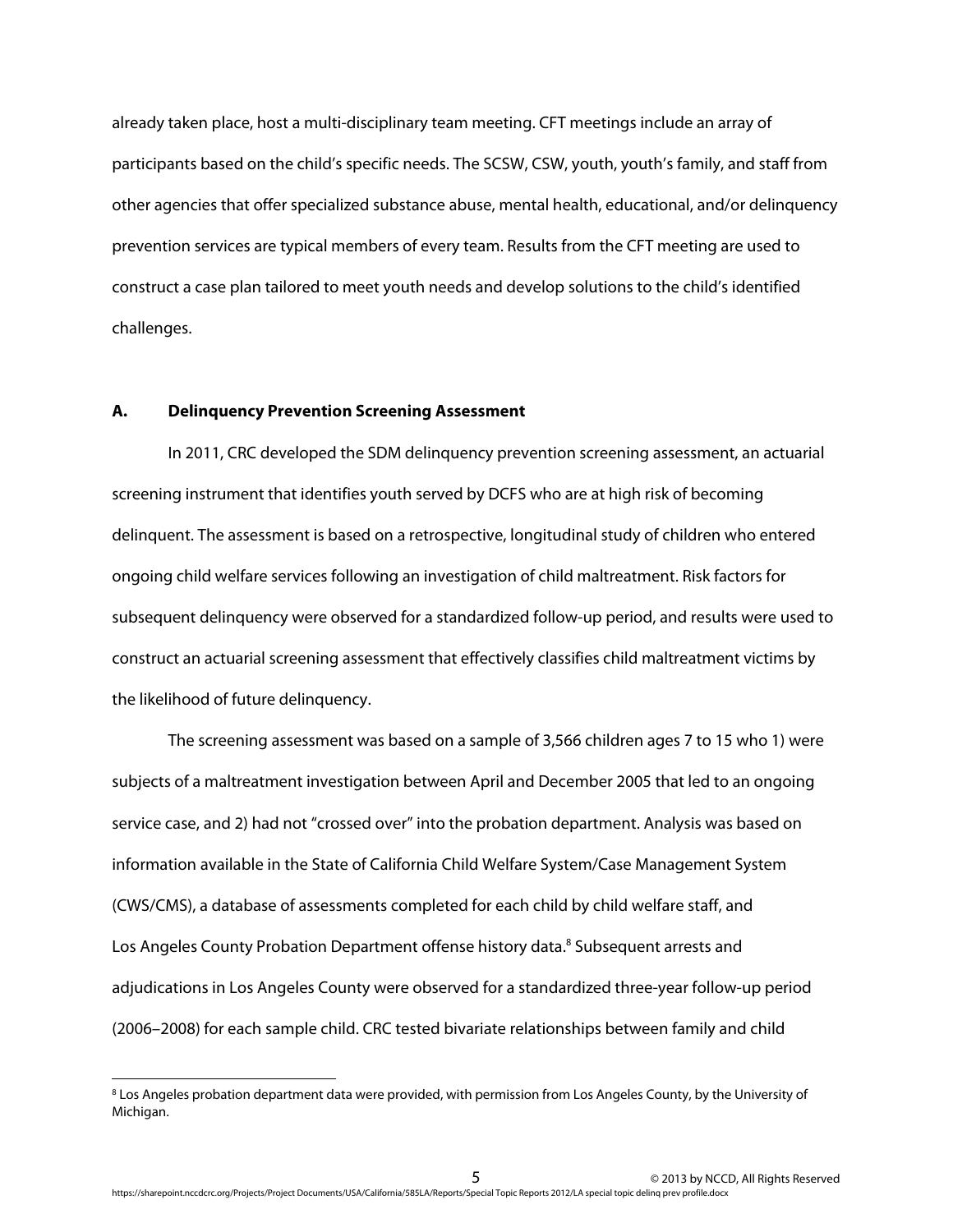already taken place, host a multi-disciplinary team meeting. CFT meetings include an array of participants based on the child's specific needs. The SCSW, CSW, youth, youth's family, and staff from other agencies that offer specialized substance abuse, mental health, educational, and/or delinquency prevention services are typical members of every team. Results from the CFT meeting are used to construct a case plan tailored to meet youth needs and develop solutions to the child's identified challenges.

### A. Delinquency Prevention Screening Assessment

In 2011, CRC developed the SDM delinquency prevention screening assessment, an actuarial screening instrument that identifies youth served by DCFS who are at high risk of becoming delinquent. The assessment is based on a retrospective, longitudinal study of children who entered ongoing child welfare services following an investigation of child maltreatment. Risk factors for subsequent delinquency were observed for a standardized follow-up period, and results were used to construct an actuarial screening assessment that effectively classifies child maltreatment victims by the likelihood of future delinquency.

The screening assessment was based on a sample of 3,566 children ages 7 to 15 who 1) were subjects of a maltreatment investigation between April and December 2005 that led to an ongoing service case, and 2) had not "crossed over" into the probation department. Analysis was based on information available in the State of California Child Welfare System/Case Management System (CWS/CMS), a database of assessments completed for each child by child welfare staff, and Los Angeles County Probation Department offense history data.[8] Subsequent arrests and adjudications in Los Angeles County were observed for a standardized three-year follow-up period (2006–2008) for each sample child. CRC tested bivariate relationships between family and child

[8] Los Angeles probation department data were provided, with permission from Los Angeles County, by the University of Michigan.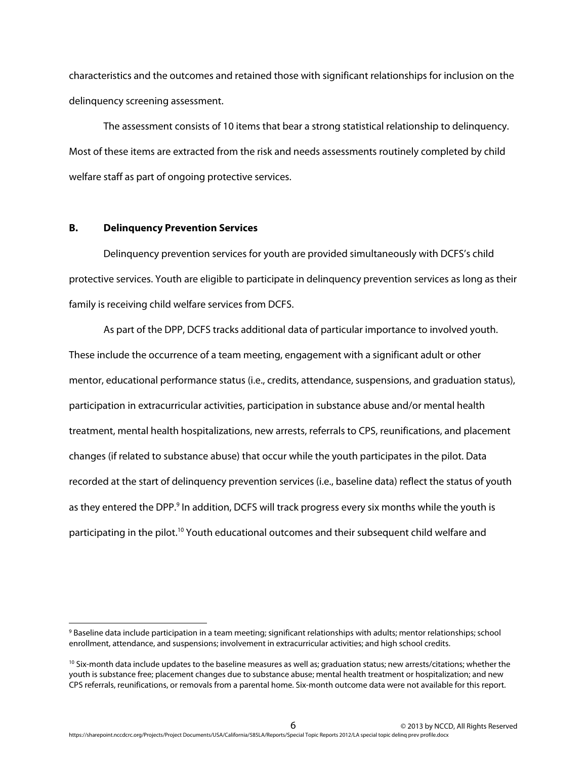characteristics and the outcomes and retained those with significant relationships for inclusion on the delinquency screening assessment.

The assessment consists of 10 items that bear a strong statistical relationship to delinquency. Most of these items are extracted from the risk and needs assessments routinely completed by child welfare staff as part of ongoing protective services.

### B. Delinquency Prevention Services

Delinquency prevention services for youth are provided simultaneously with DCFS's child protective services. Youth are eligible to participate in delinquency prevention services as long as their family is receiving child welfare services from DCFS.

As part of the DPP, DCFS tracks additional data of particular importance to involved youth. These include the occurrence of a team meeting, engagement with a significant adult or other mentor, educational performance status (i.e., credits, attendance, suspensions, and graduation status), participation in extracurricular activities, participation in substance abuse and/or mental health treatment, mental health hospitalizations, new arrests, referrals to CPS, reunifications, and placement changes (if related to substance abuse) that occur while the youth participates in the pilot. Data recorded at the start of delinquency prevention services (i.e., baseline data) reflect the status of youth as they entered the DPP.[9] In addition, DCFS will track progress every six months while the youth is participating in the pilot.[10] Youth educational outcomes and their subsequent child welfare and

---

[9] Baseline data include participation in a team meeting; significant relationships with adults; mentor relationships; school enrollment, attendance, and suspensions; involvement in extracurricular activities; and high school credits.

[10] Six-month data include updates to the baseline measures as well as; graduation status; new arrests/citations; whether the youth is substance free; placement changes due to substance abuse; mental health treatment or hospitalization; and new CPS referrals, reunifications, or removals from a parental home. Six-month outcome data were not available for this report.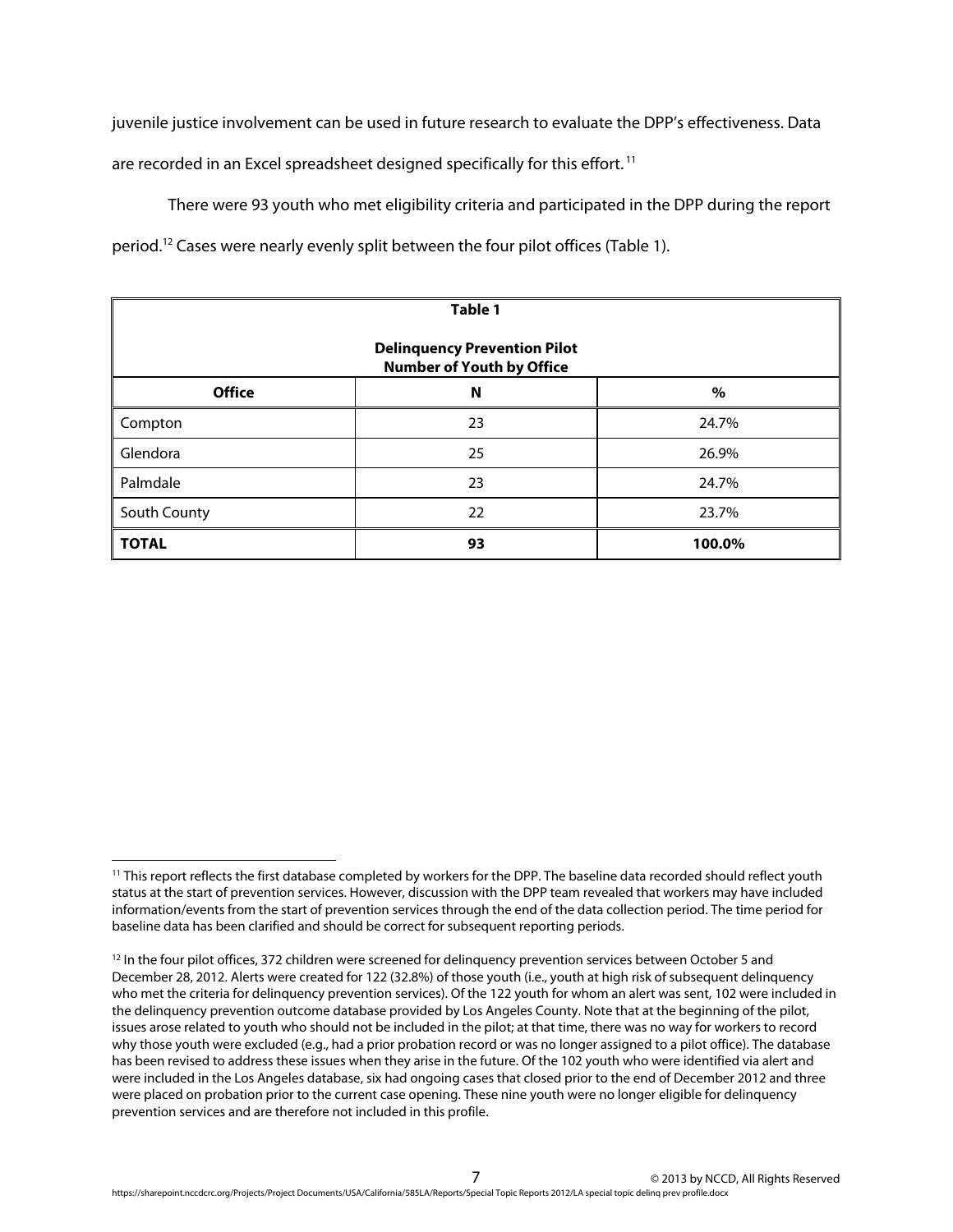juvenile justice involvement can be used in future research to evaluate the DPP's effectiveness. Data are recorded in an Excel spreadsheet designed specifically for this effort.[11]

There were 93 youth who met eligibility criteria and participated in the DPP during the report period.[12] Cases were nearly evenly split between the four pilot offices (Table 1).

| **Table 1**<br><br>**Delinquency Prevention Pilot**<br>**Number of Youth by Office** | | |
|---|---|---|
| **Office** | **N** | **%** |
| Compton | 23 | 24.7% |
| Glendora | 25 | 26.9% |
| Palmdale | 23 | 24.7% |
| South County | 22 | 23.7% |
| **TOTAL** | **93** | **100.0%** |

[11] This report reflects the first database completed by workers for the DPP. The baseline data recorded should reflect youth status at the start of prevention services. However, discussion with the DPP team revealed that workers may have included information/events from the start of prevention services through the end of the data collection period. The time period for baseline data has been clarified and should be correct for subsequent reporting periods.

[12] In the four pilot offices, 372 children were screened for delinquency prevention services between October 5 and December 28, 2012. Alerts were created for 122 (32.8%) of those youth (i.e., youth at high risk of subsequent delinquency who met the criteria for delinquency prevention services). Of the 122 youth for whom an alert was sent, 102 were included in the delinquency prevention outcome database provided by Los Angeles County. Note that at the beginning of the pilot, issues arose related to youth who should not be included in the pilot; at that time, there was no way for workers to record why those youth were excluded (e.g., had a prior probation record or was no longer assigned to a pilot office). The database has been revised to address these issues when they arise in the future. Of the 102 youth who were identified via alert and were included in the Los Angeles database, six had ongoing cases that closed prior to the end of December 2012 and three were placed on probation prior to the current case opening. These nine youth were no longer eligible for delinquency prevention services and are therefore not included in this profile.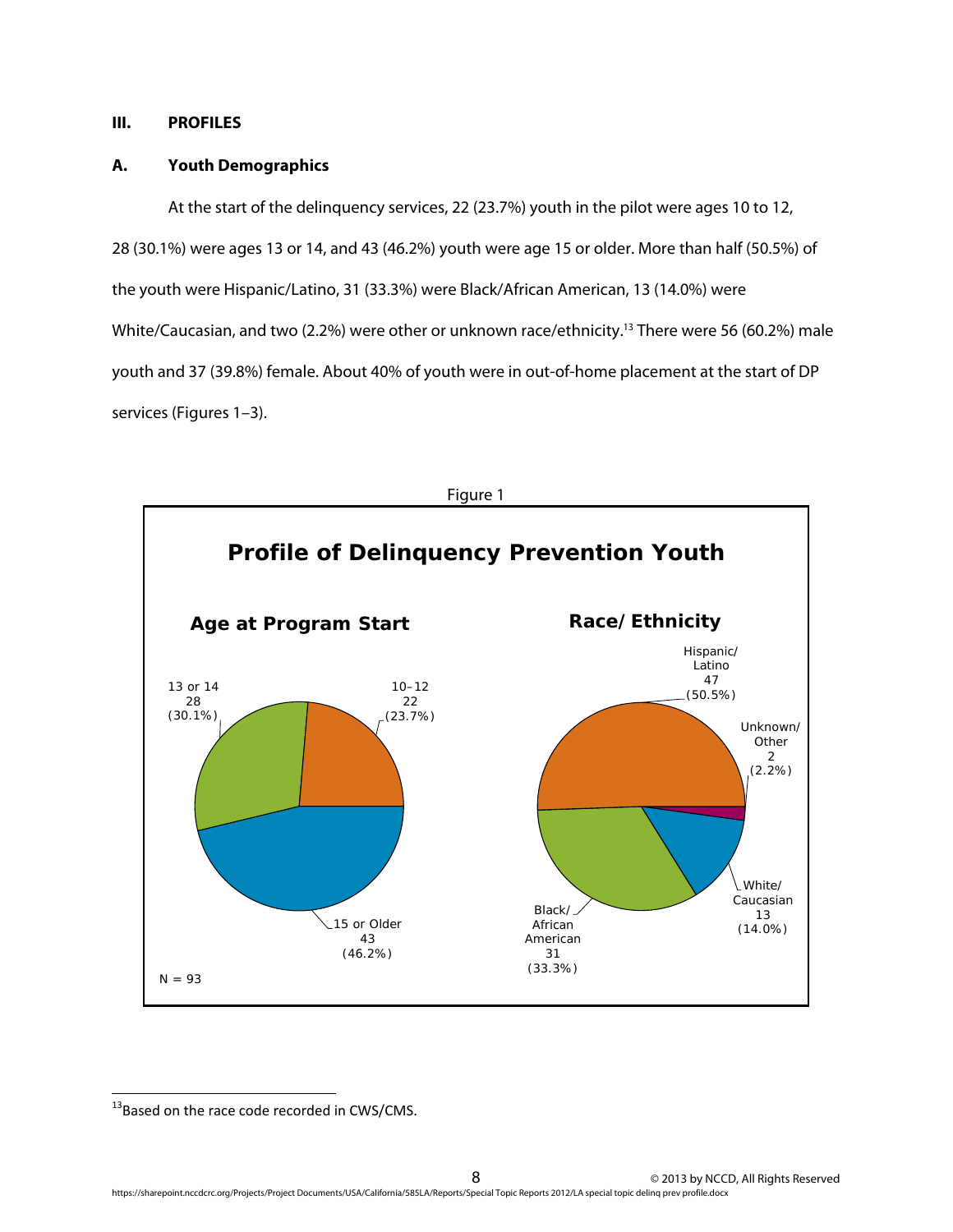## III. PROFILES

### A. Youth Demographics

At the start of the delinquency services, 22 (23.7%) youth in the pilot were ages 10 to 12, 28 (30.1%) were ages 13 or 14, and 43 (46.2%) youth were age 15 or older. More than half (50.5%) of the youth were Hispanic/Latino, 31 (33.3%) were Black/African American, 13 (14.0%) were White/Caucasian, and two (2.2%) were other or unknown race/ethnicity.[13] There were 56 (60.2%) male youth and 37 (39.8%) female. About 40% of youth were in out-of-home placement at the start of DP services (Figures 1–3).

Figure 1

**Profile of Delinquency Prevention Youth**

**Age at Program Start**

| Age | Number | Percent |
|---|---|---|
| 10–12 | 22 | 23.7% |
| 13 or 14 | 28 | 30.1% |
| 15 or Older | 43 | 46.2% |

**Race/Ethnicity**

| Race/Ethnicity | Number | Percent |
|---|---|---|
| Hispanic/Latino | 47 | 50.5% |
| Black/African American | 31 | 33.3% |
| White/Caucasian | 13 | 14.0% |
| Unknown/Other | 2 | 2.2% |

N = 93

---

[13] Based on the race code recorded in CWS/CMS.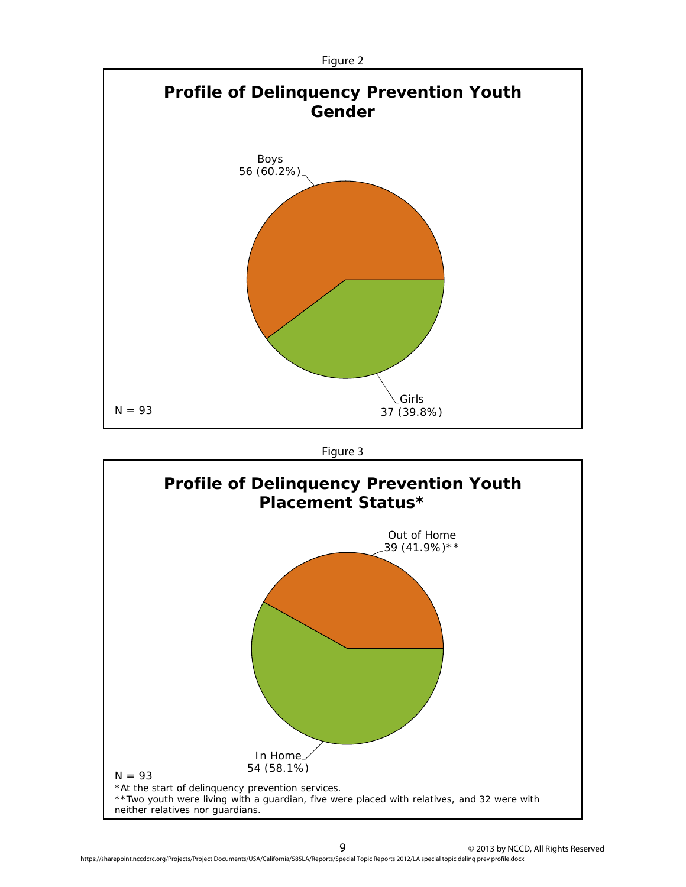Figure 2

**Profile of Delinquency Prevention Youth**
**Gender**

Boys
56 (60.2%)

Girls
37 (39.8%)

N = 93

Figure 3

**Profile of Delinquency Prevention Youth**
**Placement Status***

Out of Home
39 (41.9%)**

In Home
54 (58.1%)

N = 93

*At the start of delinquency prevention services.

**Two youth were living with a guardian, five were placed with relatives, and 32 were with neither relatives nor guardians.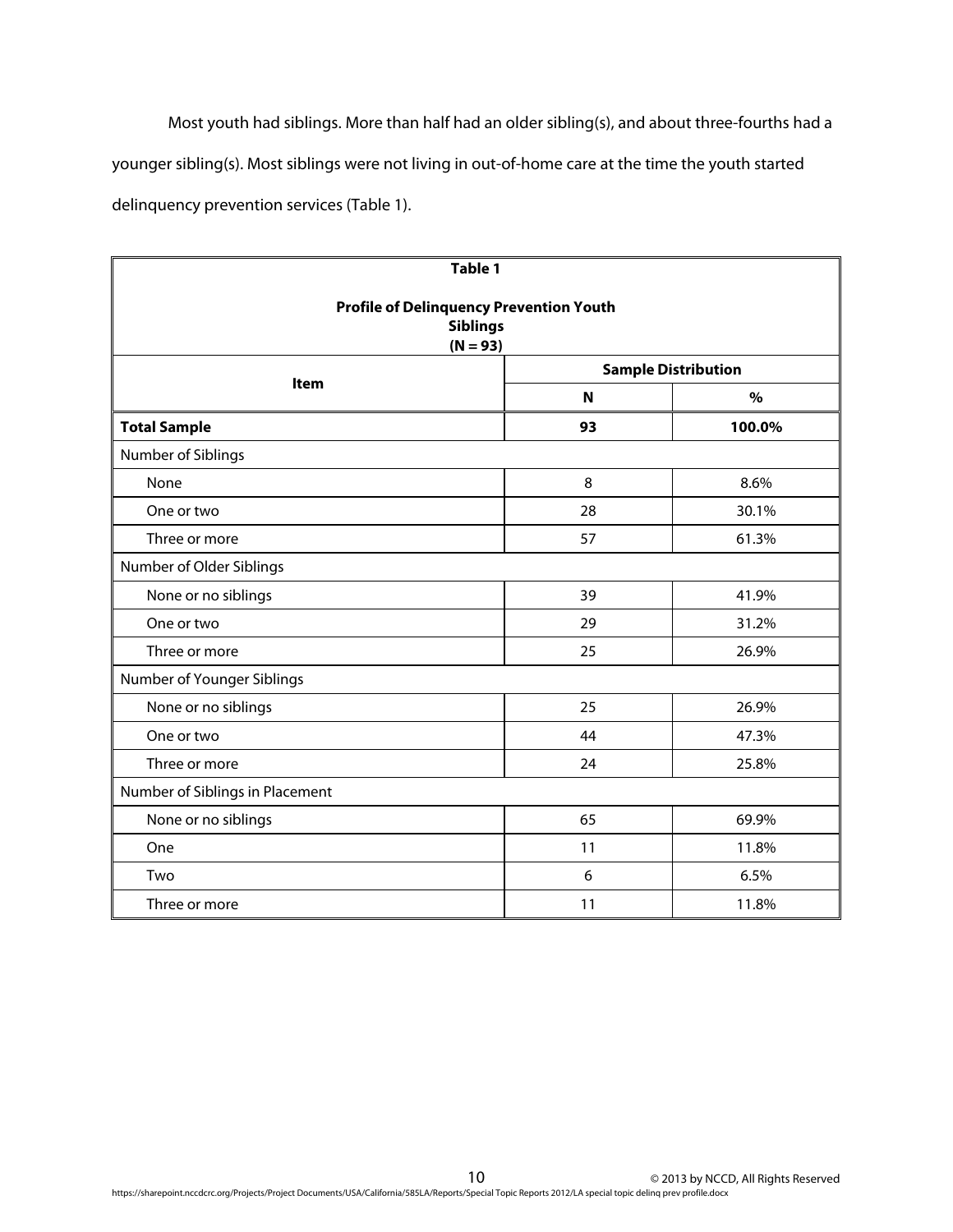Most youth had siblings. More than half had an older sibling(s), and about three-fourths had a younger sibling(s). Most siblings were not living in out-of-home care at the time the youth started delinquency prevention services (Table 1).

**Table 1**

**Profile of Delinquency Prevention Youth**
**Siblings**
**(N = 93)**

| Item | Sample Distribution | |
|---|---|---|
| | **N** | **%** |
| **Total Sample** | **93** | **100.0%** |
| Number of Siblings | | |
| None | 8 | 8.6% |
| One or two | 28 | 30.1% |
| Three or more | 57 | 61.3% |
| Number of Older Siblings | | |
| None or no siblings | 39 | 41.9% |
| One or two | 29 | 31.2% |
| Three or more | 25 | 26.9% |
| Number of Younger Siblings | | |
| None or no siblings | 25 | 26.9% |
| One or two | 44 | 47.3% |
| Three or more | 24 | 25.8% |
| Number of Siblings in Placement | | |
| None or no siblings | 65 | 69.9% |
| One | 11 | 11.8% |
| Two | 6 | 6.5% |
| Three or more | 11 | 11.8% |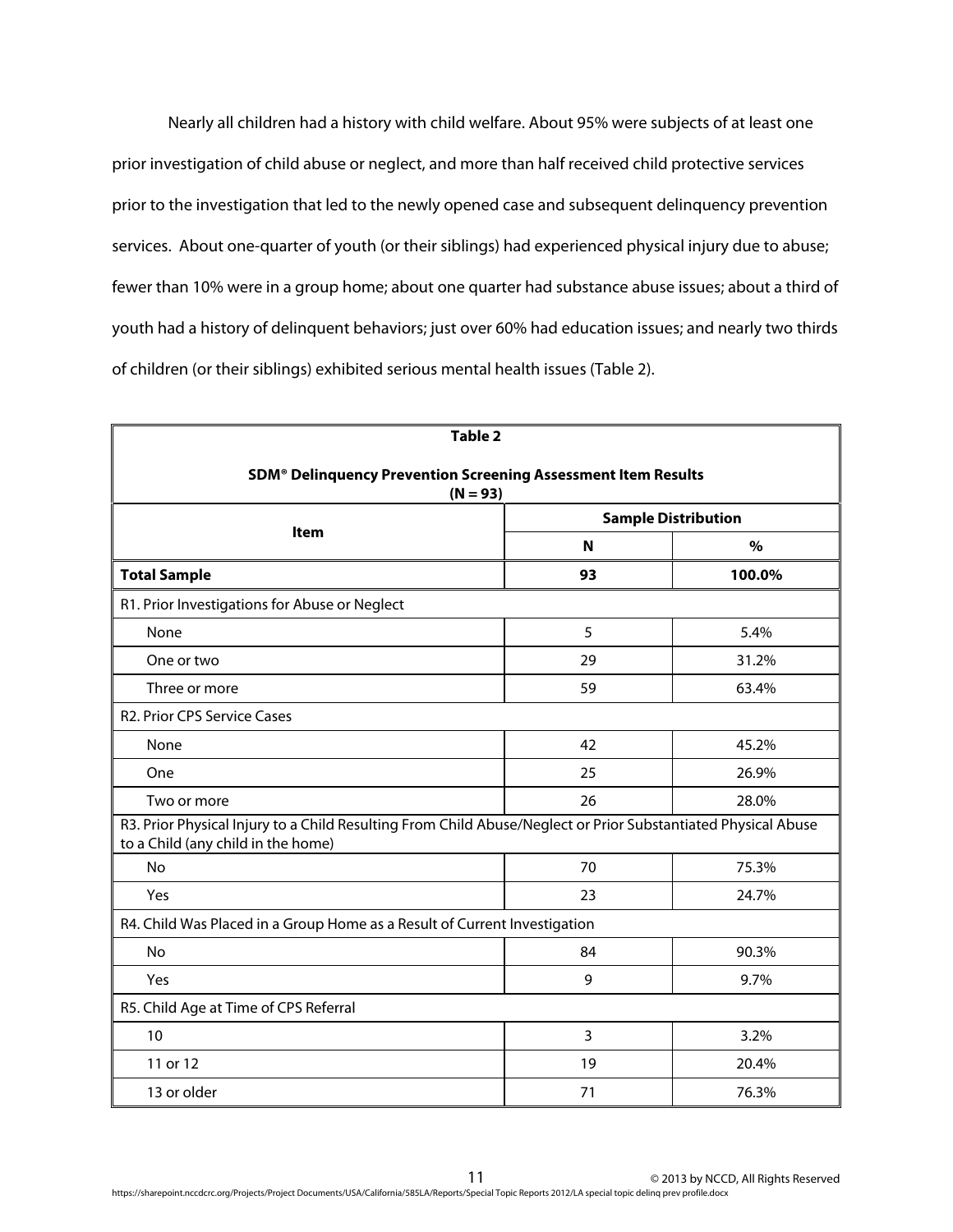Nearly all children had a history with child welfare. About 95% were subjects of at least one prior investigation of child abuse or neglect, and more than half received child protective services prior to the investigation that led to the newly opened case and subsequent delinquency prevention services. About one-quarter of youth (or their siblings) had experienced physical injury due to abuse; fewer than 10% were in a group home; about one quarter had substance abuse issues; about a third of youth had a history of delinquent behaviors; just over 60% had education issues; and nearly two thirds of children (or their siblings) exhibited serious mental health issues (Table 2).

**Table 2**

**SDM® Delinquency Prevention Screening Assessment Item Results (N = 93)**

| Item | Sample Distribution | |
|---|---|---|
| | **N** | **%** |
| **Total Sample** | **93** | **100.0%** |
| R1. Prior Investigations for Abuse or Neglect | | |
| None | 5 | 5.4% |
| One or two | 29 | 31.2% |
| Three or more | 59 | 63.4% |
| R2. Prior CPS Service Cases | | |
| None | 42 | 45.2% |
| One | 25 | 26.9% |
| Two or more | 26 | 28.0% |
| R3. Prior Physical Injury to a Child Resulting From Child Abuse/Neglect or Prior Substantiated Physical Abuse to a Child (any child in the home) | | |
| No | 70 | 75.3% |
| Yes | 23 | 24.7% |
| R4. Child Was Placed in a Group Home as a Result of Current Investigation | | |
| No | 84 | 90.3% |
| Yes | 9 | 9.7% |
| R5. Child Age at Time of CPS Referral | | |
| 10 | 3 | 3.2% |
| 11 or 12 | 19 | 20.4% |
| 13 or older | 71 | 76.3% |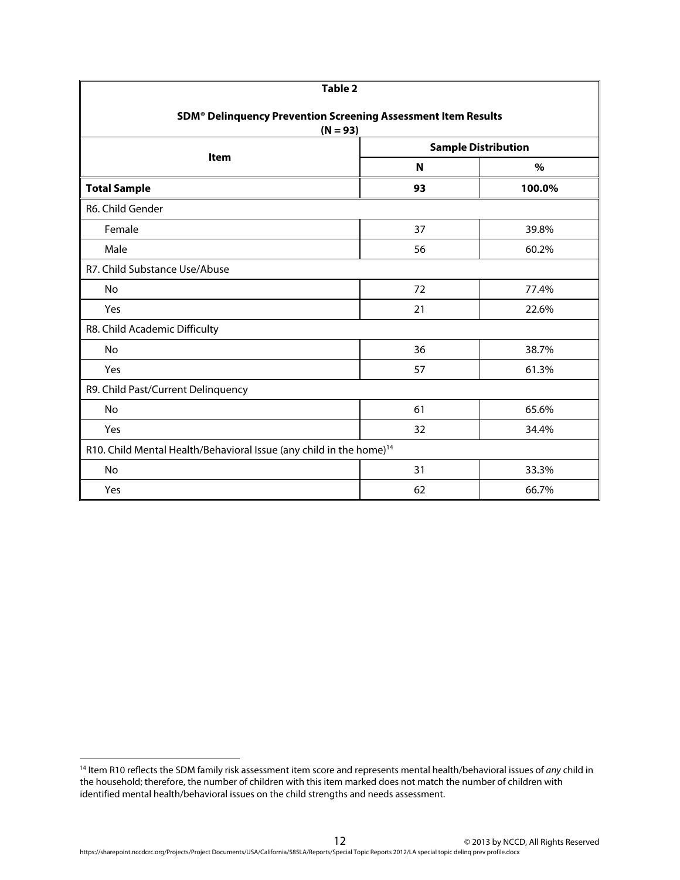| Table 2<br><br>**SDM® Delinquency Prevention Screening Assessment Item Results**<br>**(N = 93)** | | |
|---|---|---|
| **Item** | **Sample Distribution** | |
| | **N** | **%** |
| **Total Sample** | **93** | **100.0%** |
| R6. Child Gender | | |
| Female | 37 | 39.8% |
| Male | 56 | 60.2% |
| R7. Child Substance Use/Abuse | | |
| No | 72 | 77.4% |
| Yes | 21 | 22.6% |
| R8. Child Academic Difficulty | | |
| No | 36 | 38.7% |
| Yes | 57 | 61.3% |
| R9. Child Past/Current Delinquency | | |
| No | 61 | 65.6% |
| Yes | 32 | 34.4% |
| R10. Child Mental Health/Behavioral Issue (any child in the home)[14] | | |
| No | 31 | 33.3% |
| Yes | 62 | 66.7% |

[14] Item R10 reflects the SDM family risk assessment item score and represents mental health/behavioral issues of *any* child in the household; therefore, the number of children with this item marked does not match the number of children with identified mental health/behavioral issues on the child strengths and needs assessment.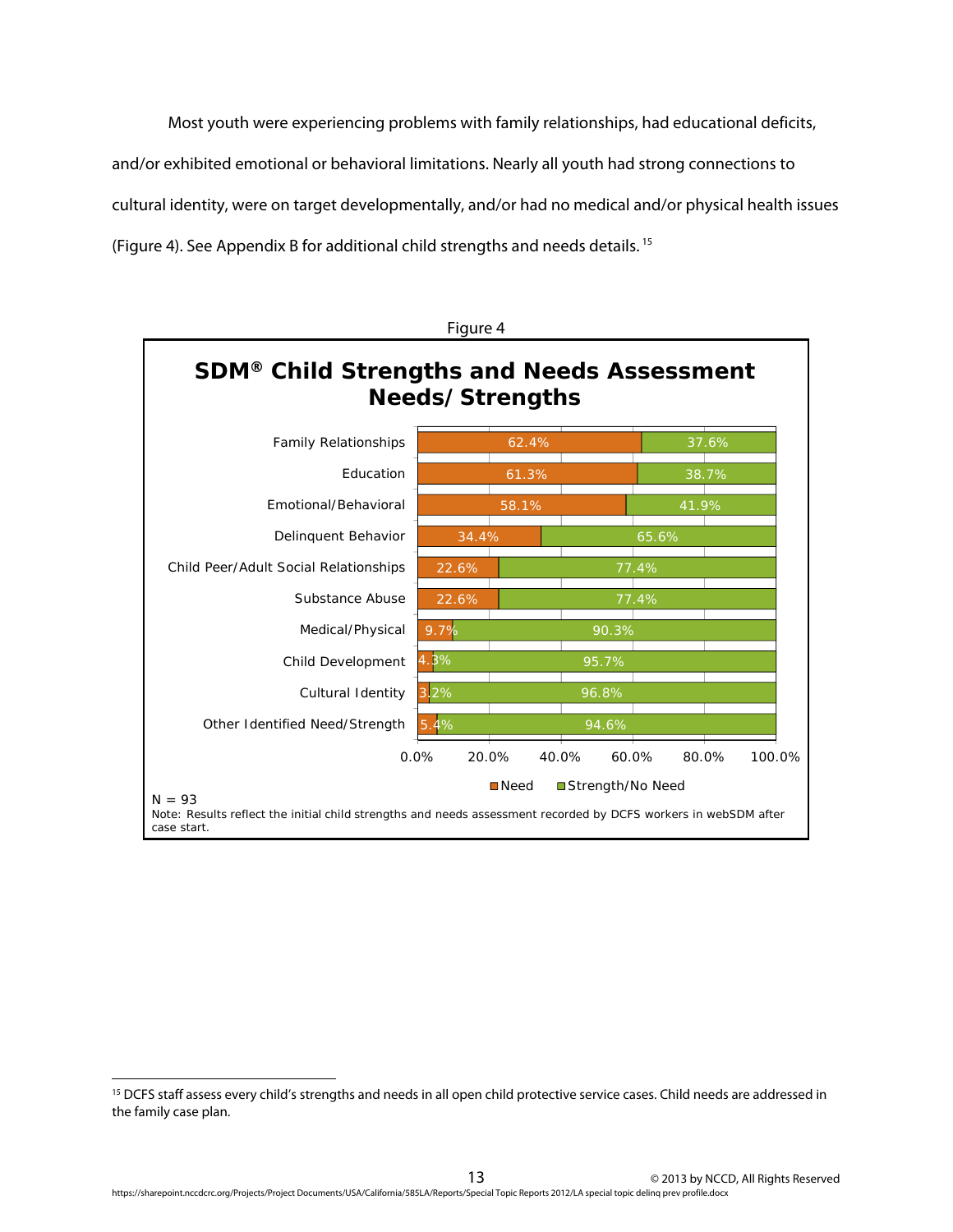Most youth were experiencing problems with family relationships, had educational deficits, and/or exhibited emotional or behavioral limitations. Nearly all youth had strong connections to cultural identity, were on target developmentally, and/or had no medical and/or physical health issues (Figure 4). See Appendix B for additional child strengths and needs details.[15]

Figure 4

**SDM® Child Strengths and Needs Assessment Needs/Strengths**

| | Need | Strength/No Need |
|---|---|---|
| Family Relationships | 62.4% | 37.6% |
| Education | 61.3% | 38.7% |
| Emotional/Behavioral | 58.1% | 41.9% |
| Delinquent Behavior | 34.4% | 65.6% |
| Child Peer/Adult Social Relationships | 22.6% | 77.4% |
| Substance Abuse | 22.6% | 77.4% |
| Medical/Physical | 9.7% | 90.3% |
| Child Development | 4.3% | 95.7% |
| Cultural Identity | 3.2% | 96.8% |
| Other Identified Need/Strength | 5.4% | 94.6% |

N = 93

Note: Results reflect the initial child strengths and needs assessment recorded by DCFS workers in webSDM after case start.

---

[15] DCFS staff assess every child's strengths and needs in all open child protective service cases. Child needs are addressed in the family case plan.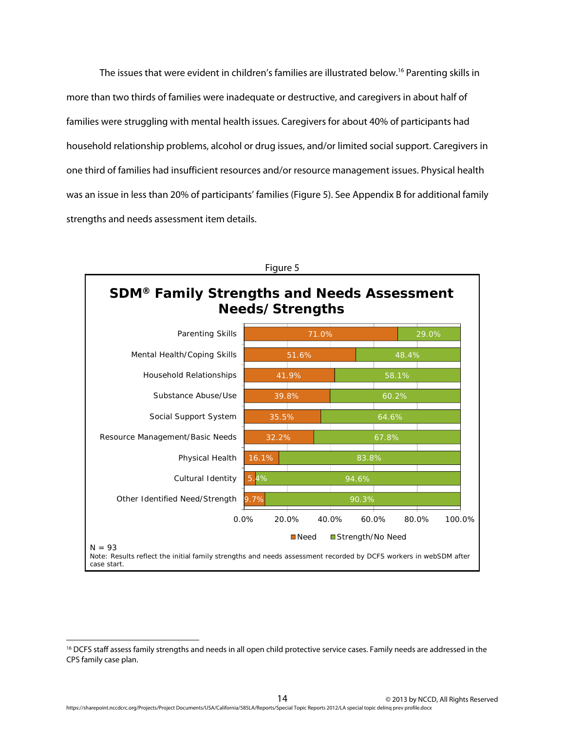The issues that were evident in children's families are illustrated below.[16] Parenting skills in more than two thirds of families were inadequate or destructive, and caregivers in about half of families were struggling with mental health issues. Caregivers for about 40% of participants had household relationship problems, alcohol or drug issues, and/or limited social support. Caregivers in one third of families had insufficient resources and/or resource management issues. Physical health was an issue in less than 20% of participants' families (Figure 5). See Appendix B for additional family strengths and needs assessment item details.

Figure 5

**SDM® Family Strengths and Needs Assessment Needs/Strengths**

| | Need | Strength/No Need |
|---|---|---|
| Parenting Skills | 71.0% | 29.0% |
| Mental Health/Coping Skills | 51.6% | 48.4% |
| Household Relationships | 41.9% | 58.1% |
| Substance Abuse/Use | 39.8% | 60.2% |
| Social Support System | 35.5% | 64.6% |
| Resource Management/Basic Needs | 32.2% | 67.8% |
| Physical Health | 16.1% | 83.8% |
| Cultural Identity | 5.4% | 94.6% |
| Other Identified Need/Strength | 9.7% | 90.3% |

N = 93

Note: Results reflect the initial family strengths and needs assessment recorded by DCFS workers in webSDM after case start.

[16] DCFS staff assess family strengths and needs in all open child protective service cases. Family needs are addressed in the CPS family case plan.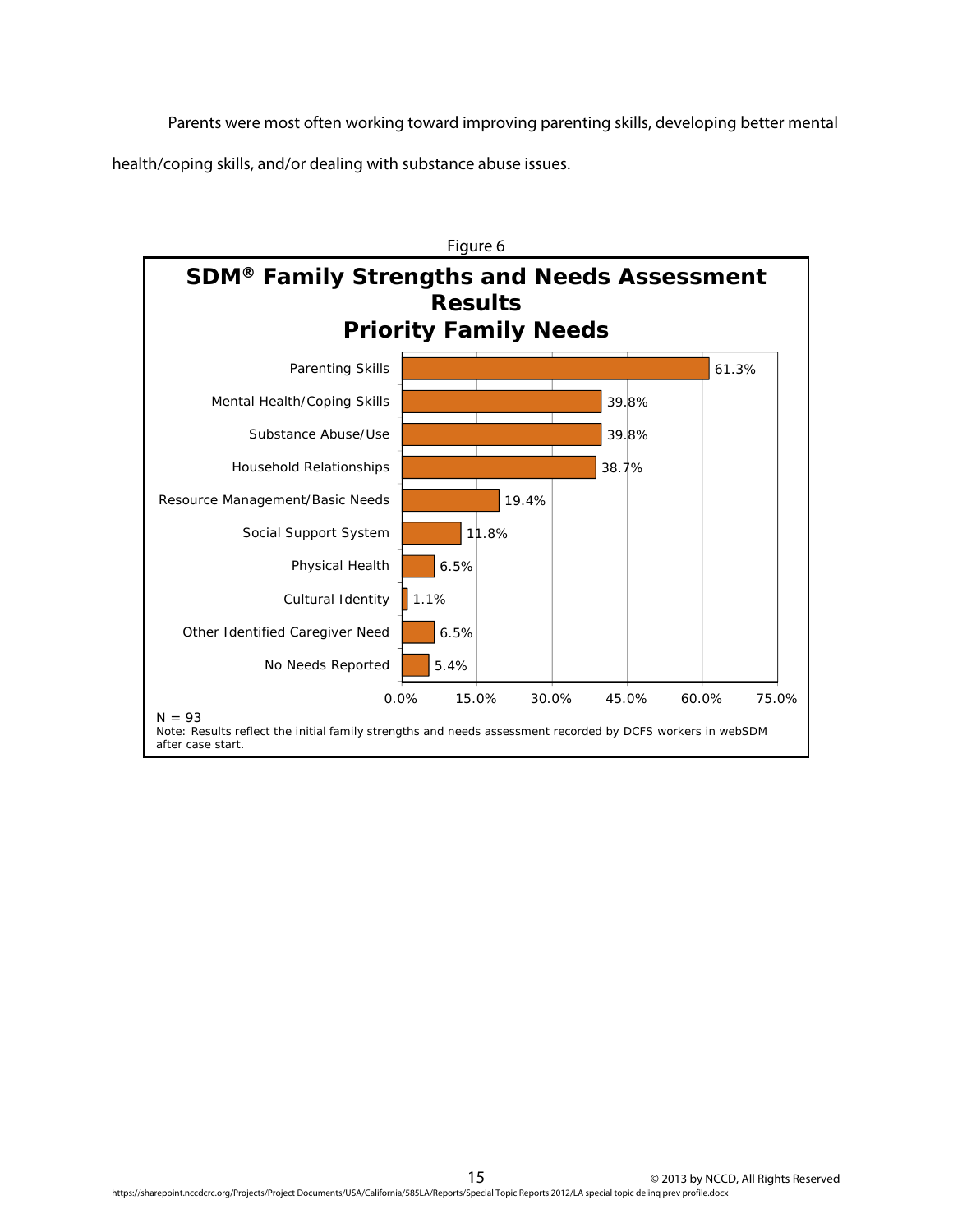Parents were most often working toward improving parenting skills, developing better mental health/coping skills, and/or dealing with substance abuse issues.

Figure 6

**SDM® Family Strengths and Needs Assessment Results**
**Priority Family Needs**

| Priority Family Need | Percent |
| --- | --- |
| Parenting Skills | 61.3% |
| Mental Health/Coping Skills | 39.8% |
| Substance Abuse/Use | 39.8% |
| Household Relationships | 38.7% |
| Resource Management/Basic Needs | 19.4% |
| Social Support System | 11.8% |
| Physical Health | 6.5% |
| Cultural Identity | 1.1% |
| Other Identified Caregiver Need | 6.5% |
| No Needs Reported | 5.4% |

N = 93

Note: Results reflect the initial family strengths and needs assessment recorded by DCFS workers in webSDM after case start.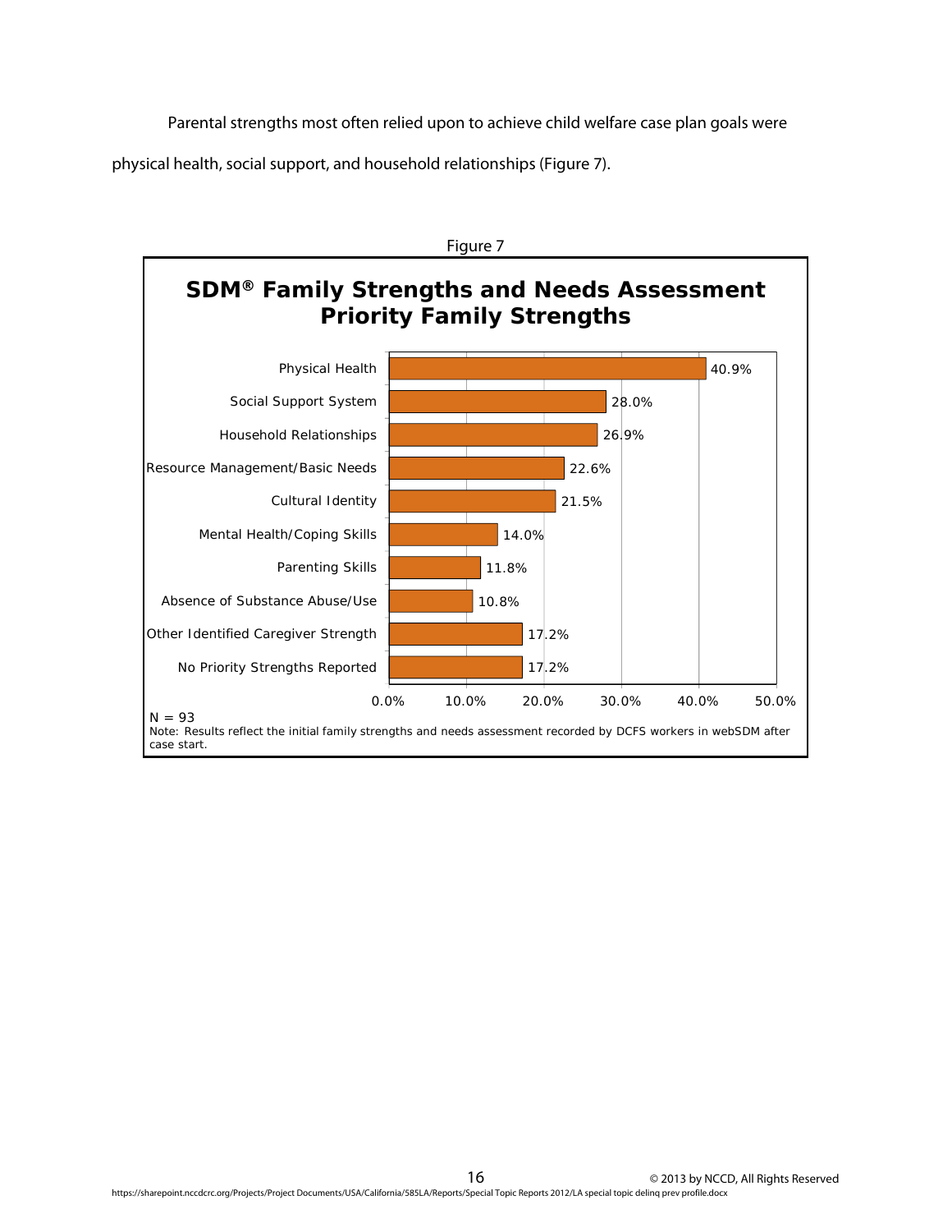Parental strengths most often relied upon to achieve child welfare case plan goals were physical health, social support, and household relationships (Figure 7).

Figure 7

**SDM® Family Strengths and Needs Assessment Priority Family Strengths**

| Strength | Percent |
|---|---|
| Physical Health | 40.9% |
| Social Support System | 28.0% |
| Household Relationships | 26.9% |
| Resource Management/Basic Needs | 22.6% |
| Cultural Identity | 21.5% |
| Mental Health/Coping Skills | 14.0% |
| Parenting Skills | 11.8% |
| Absence of Substance Abuse/Use | 10.8% |
| Other Identified Caregiver Strength | 17.2% |
| No Priority Strengths Reported | 17.2% |

N = 93

Note: Results reflect the initial family strengths and needs assessment recorded by DCFS workers in webSDM after case start.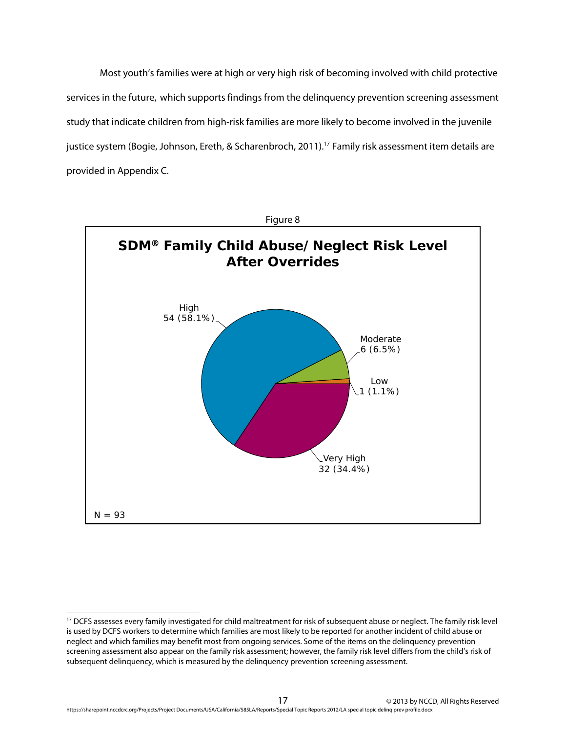Most youth's families were at high or very high risk of becoming involved with child protective services in the future, which supports findings from the delinquency prevention screening assessment study that indicate children from high-risk families are more likely to become involved in the juvenile justice system (Bogie, Johnson, Ereth, & Scharenbroch, 2011).[17] Family risk assessment item details are provided in Appendix C.

Figure 8

**SDM® Family Child Abuse/Neglect Risk Level After Overrides**

| Risk Level | N | % |
|---|---|---|
| High | 54 | 58.1% |
| Moderate | 6 | 6.5% |
| Low | 1 | 1.1% |
| Very High | 32 | 34.4% |

N = 93

---

[17] DCFS assesses every family investigated for child maltreatment for risk of subsequent abuse or neglect. The family risk level is used by DCFS workers to determine which families are most likely to be reported for another incident of child abuse or neglect and which families may benefit most from ongoing services. Some of the items on the delinquency prevention screening assessment also appear on the family risk assessment; however, the family risk level differs from the child's risk of subsequent delinquency, which is measured by the delinquency prevention screening assessment.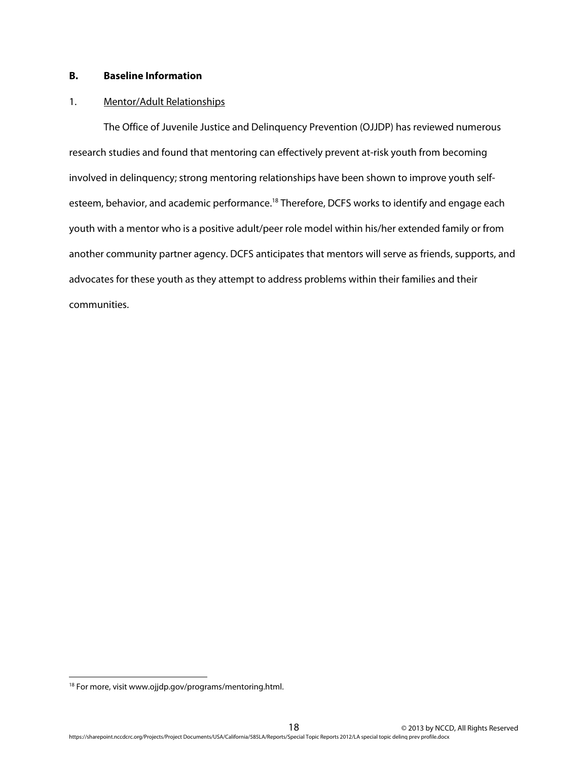## B. Baseline Information

### 1. Mentor/Adult Relationships

The Office of Juvenile Justice and Delinquency Prevention (OJJDP) has reviewed numerous research studies and found that mentoring can effectively prevent at-risk youth from becoming involved in delinquency; strong mentoring relationships have been shown to improve youth self-esteem, behavior, and academic performance.[18] Therefore, DCFS works to identify and engage each youth with a mentor who is a positive adult/peer role model within his/her extended family or from another community partner agency. DCFS anticipates that mentors will serve as friends, supports, and advocates for these youth as they attempt to address problems within their families and their communities.

[18] For more, visit www.ojjdp.gov/programs/mentoring.html.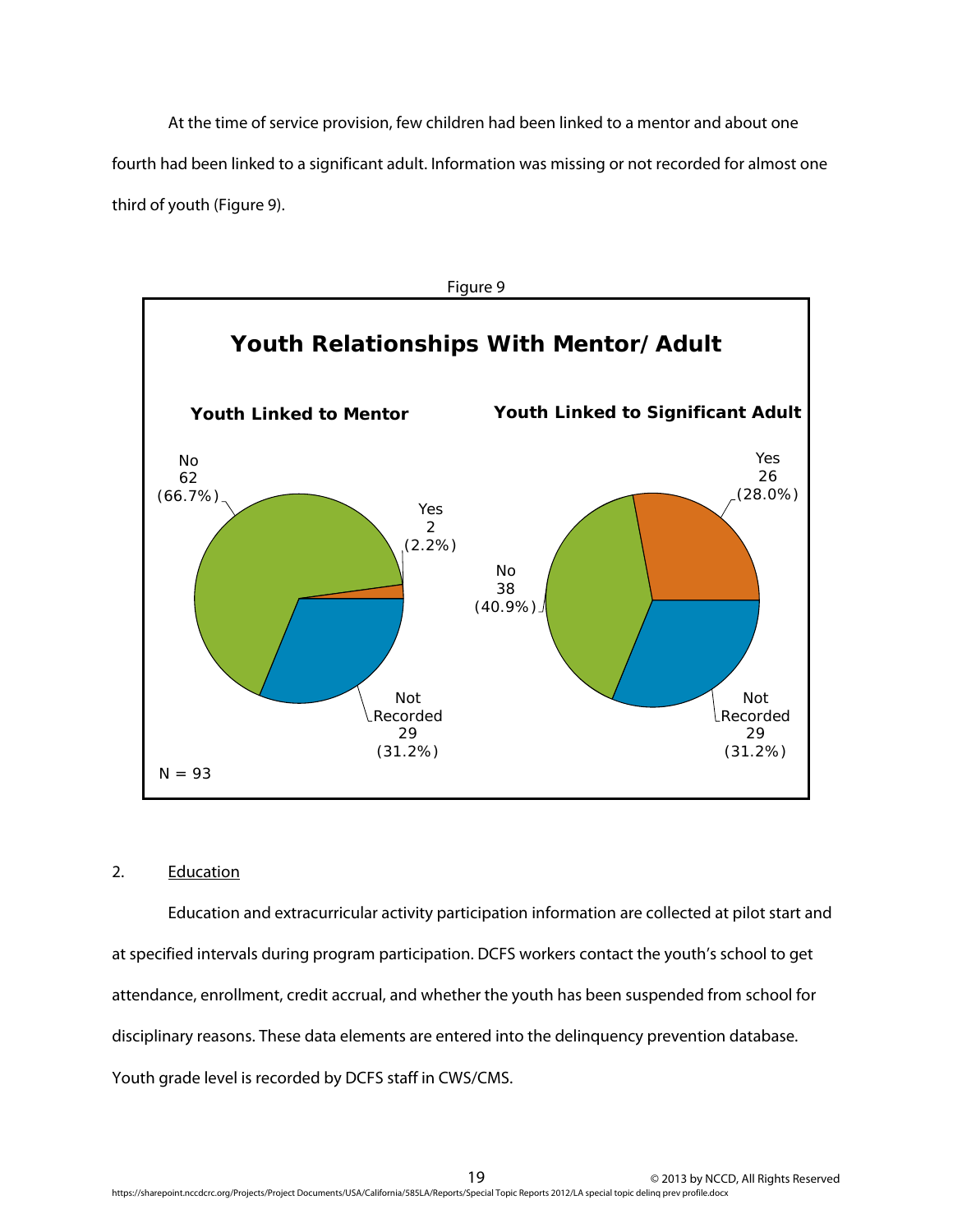At the time of service provision, few children had been linked to a mentor and about one fourth had been linked to a significant adult. Information was missing or not recorded for almost one third of youth (Figure 9).

Figure 9

**Youth Relationships With Mentor/Adult**

**Youth Linked to Mentor**

| Response | Count | Percent |
|---|---|---|
| No | 62 | 66.7% |
| Yes | 2 | 2.2% |
| Not Recorded | 29 | 31.2% |

**Youth Linked to Significant Adult**

| Response | Count | Percent |
|---|---|---|
| Yes | 26 | 28.0% |
| No | 38 | 40.9% |
| Not Recorded | 29 | 31.2% |

N = 93

2. <u>Education</u>

Education and extracurricular activity participation information are collected at pilot start and at specified intervals during program participation. DCFS workers contact the youth's school to get attendance, enrollment, credit accrual, and whether the youth has been suspended from school for disciplinary reasons. These data elements are entered into the delinquency prevention database. Youth grade level is recorded by DCFS staff in CWS/CMS.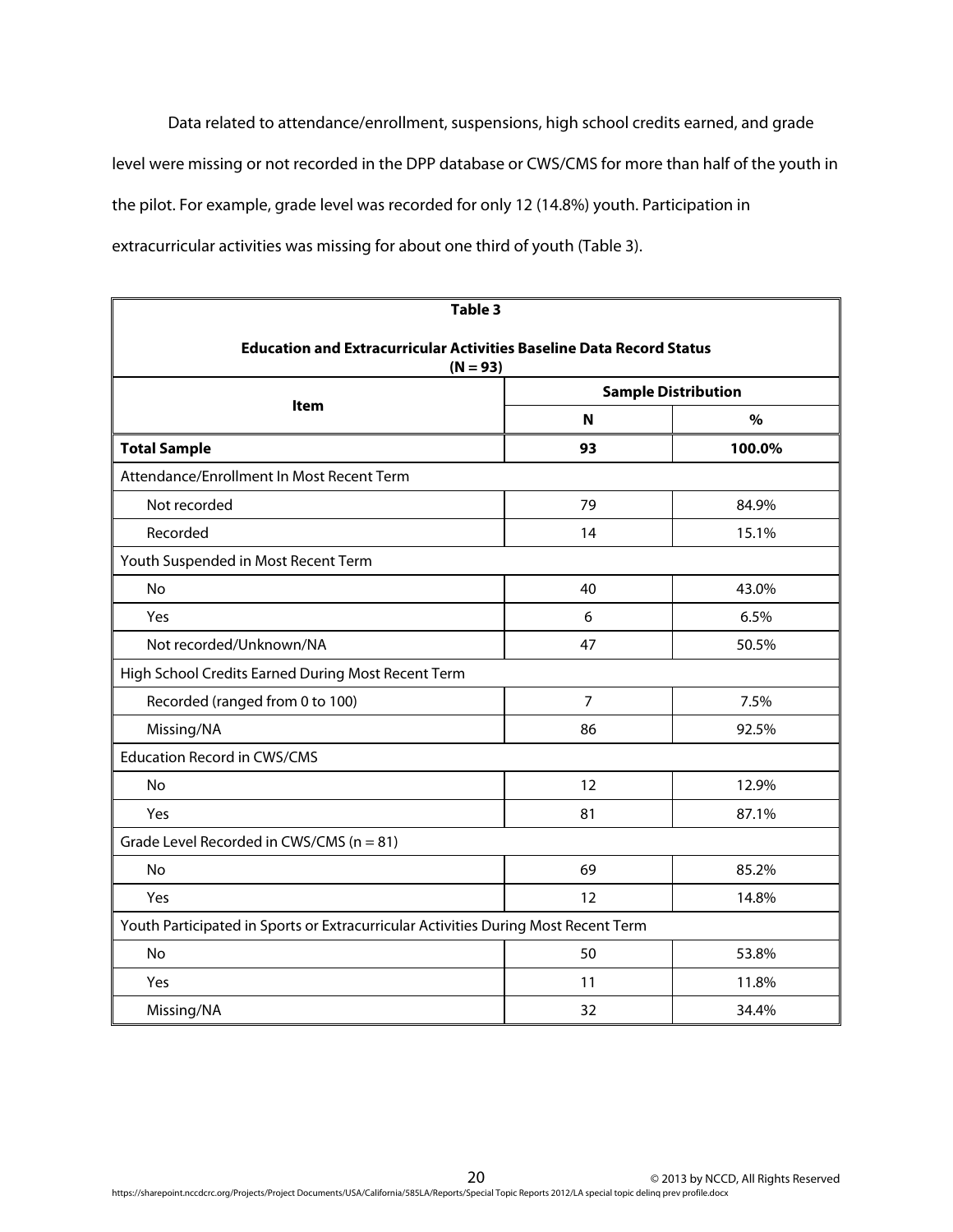Data related to attendance/enrollment, suspensions, high school credits earned, and grade level were missing or not recorded in the DPP database or CWS/CMS for more than half of the youth in the pilot. For example, grade level was recorded for only 12 (14.8%) youth. Participation in extracurricular activities was missing for about one third of youth (Table 3).

**Table 3**

**Education and Extracurricular Activities Baseline Data Record Status (N = 93)**

| Item | Sample Distribution | |
|---|---|---|
| | **N** | **%** |
| **Total Sample** | **93** | **100.0%** |
| Attendance/Enrollment In Most Recent Term | | |
| Not recorded | 79 | 84.9% |
| Recorded | 14 | 15.1% |
| Youth Suspended in Most Recent Term | | |
| No | 40 | 43.0% |
| Yes | 6 | 6.5% |
| Not recorded/Unknown/NA | 47 | 50.5% |
| High School Credits Earned During Most Recent Term | | |
| Recorded (ranged from 0 to 100) | 7 | 7.5% |
| Missing/NA | 86 | 92.5% |
| Education Record in CWS/CMS | | |
| No | 12 | 12.9% |
| Yes | 81 | 87.1% |
| Grade Level Recorded in CWS/CMS (n = 81) | | |
| No | 69 | 85.2% |
| Yes | 12 | 14.8% |
| Youth Participated in Sports or Extracurricular Activities During Most Recent Term | | |
| No | 50 | 53.8% |
| Yes | 11 | 11.8% |
| Missing/NA | 32 | 34.4% |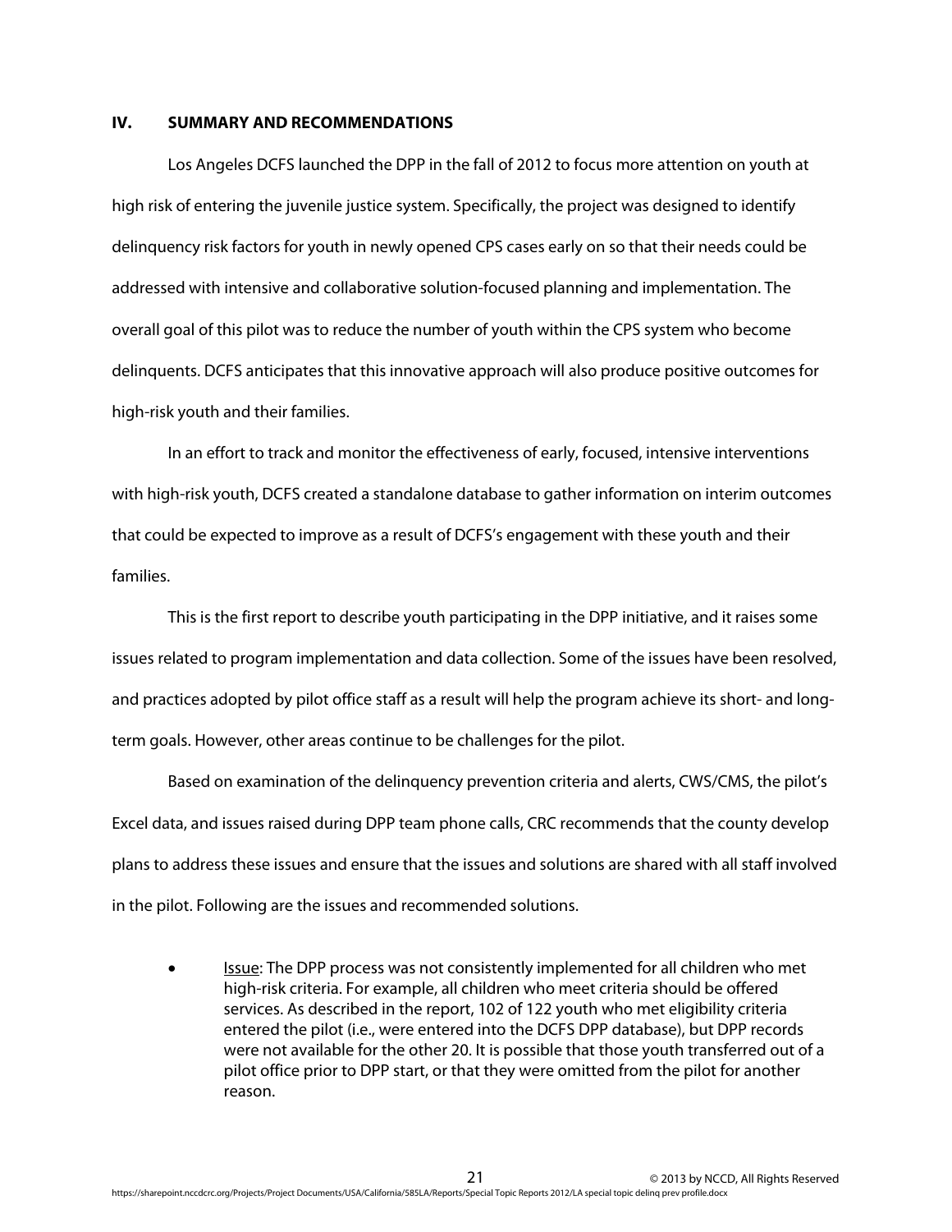## IV. SUMMARY AND RECOMMENDATIONS

Los Angeles DCFS launched the DPP in the fall of 2012 to focus more attention on youth at high risk of entering the juvenile justice system. Specifically, the project was designed to identify delinquency risk factors for youth in newly opened CPS cases early on so that their needs could be addressed with intensive and collaborative solution-focused planning and implementation. The overall goal of this pilot was to reduce the number of youth within the CPS system who become delinquents. DCFS anticipates that this innovative approach will also produce positive outcomes for high-risk youth and their families.

In an effort to track and monitor the effectiveness of early, focused, intensive interventions with high-risk youth, DCFS created a standalone database to gather information on interim outcomes that could be expected to improve as a result of DCFS's engagement with these youth and their families.

This is the first report to describe youth participating in the DPP initiative, and it raises some issues related to program implementation and data collection. Some of the issues have been resolved, and practices adopted by pilot office staff as a result will help the program achieve its short- and long-term goals. However, other areas continue to be challenges for the pilot.

Based on examination of the delinquency prevention criteria and alerts, CWS/CMS, the pilot's Excel data, and issues raised during DPP team phone calls, CRC recommends that the county develop plans to address these issues and ensure that the issues and solutions are shared with all staff involved in the pilot. Following are the issues and recommended solutions.

- Issue: The DPP process was not consistently implemented for all children who met high-risk criteria. For example, all children who meet criteria should be offered services. As described in the report, 102 of 122 youth who met eligibility criteria entered the pilot (i.e., were entered into the DCFS DPP database), but DPP records were not available for the other 20. It is possible that those youth transferred out of a pilot office prior to DPP start, or that they were omitted from the pilot for another reason.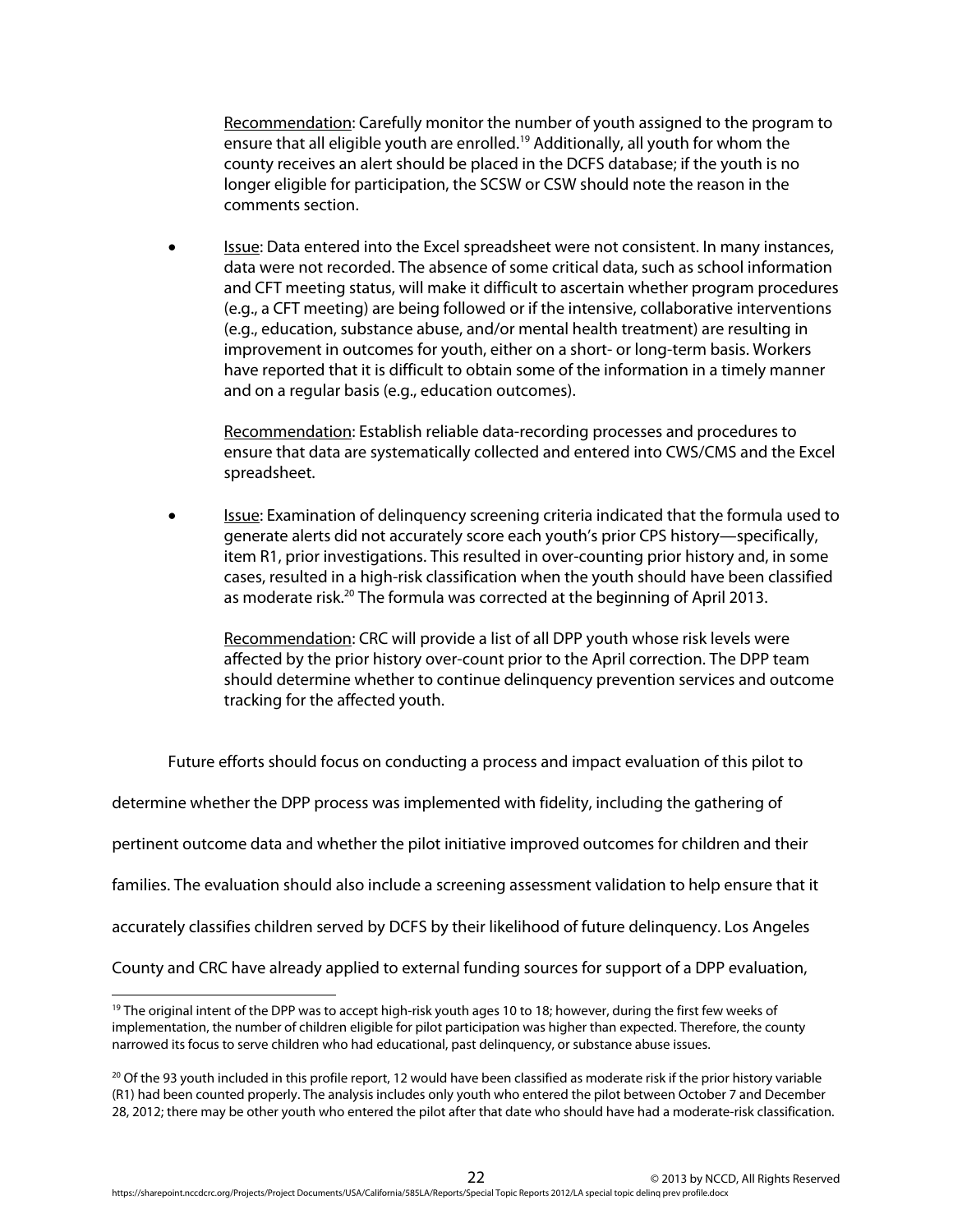Recommendation: Carefully monitor the number of youth assigned to the program to ensure that all eligible youth are enrolled.[19] Additionally, all youth for whom the county receives an alert should be placed in the DCFS database; if the youth is no longer eligible for participation, the SCSW or CSW should note the reason in the comments section.

- Issue: Data entered into the Excel spreadsheet were not consistent. In many instances, data were not recorded. The absence of some critical data, such as school information and CFT meeting status, will make it difficult to ascertain whether program procedures (e.g., a CFT meeting) are being followed or if the intensive, collaborative interventions (e.g., education, substance abuse, and/or mental health treatment) are resulting in improvement in outcomes for youth, either on a short- or long-term basis. Workers have reported that it is difficult to obtain some of the information in a timely manner and on a regular basis (e.g., education outcomes).

  Recommendation: Establish reliable data-recording processes and procedures to ensure that data are systematically collected and entered into CWS/CMS and the Excel spreadsheet.

- Issue: Examination of delinquency screening criteria indicated that the formula used to generate alerts did not accurately score each youth's prior CPS history—specifically, item R1, prior investigations. This resulted in over-counting prior history and, in some cases, resulted in a high-risk classification when the youth should have been classified as moderate risk.[20] The formula was corrected at the beginning of April 2013.

  Recommendation: CRC will provide a list of all DPP youth whose risk levels were affected by the prior history over-count prior to the April correction. The DPP team should determine whether to continue delinquency prevention services and outcome tracking for the affected youth.

Future efforts should focus on conducting a process and impact evaluation of this pilot to determine whether the DPP process was implemented with fidelity, including the gathering of pertinent outcome data and whether the pilot initiative improved outcomes for children and their families. The evaluation should also include a screening assessment validation to help ensure that it accurately classifies children served by DCFS by their likelihood of future delinquency. Los Angeles County and CRC have already applied to external funding sources for support of a DPP evaluation,

---

[19] The original intent of the DPP was to accept high-risk youth ages 10 to 18; however, during the first few weeks of implementation, the number of children eligible for pilot participation was higher than expected. Therefore, the county narrowed its focus to serve children who had educational, past delinquency, or substance abuse issues.

[20] Of the 93 youth included in this profile report, 12 would have been classified as moderate risk if the prior history variable (R1) had been counted properly. The analysis includes only youth who entered the pilot between October 7 and December 28, 2012; there may be other youth who entered the pilot after that date who should have had a moderate-risk classification.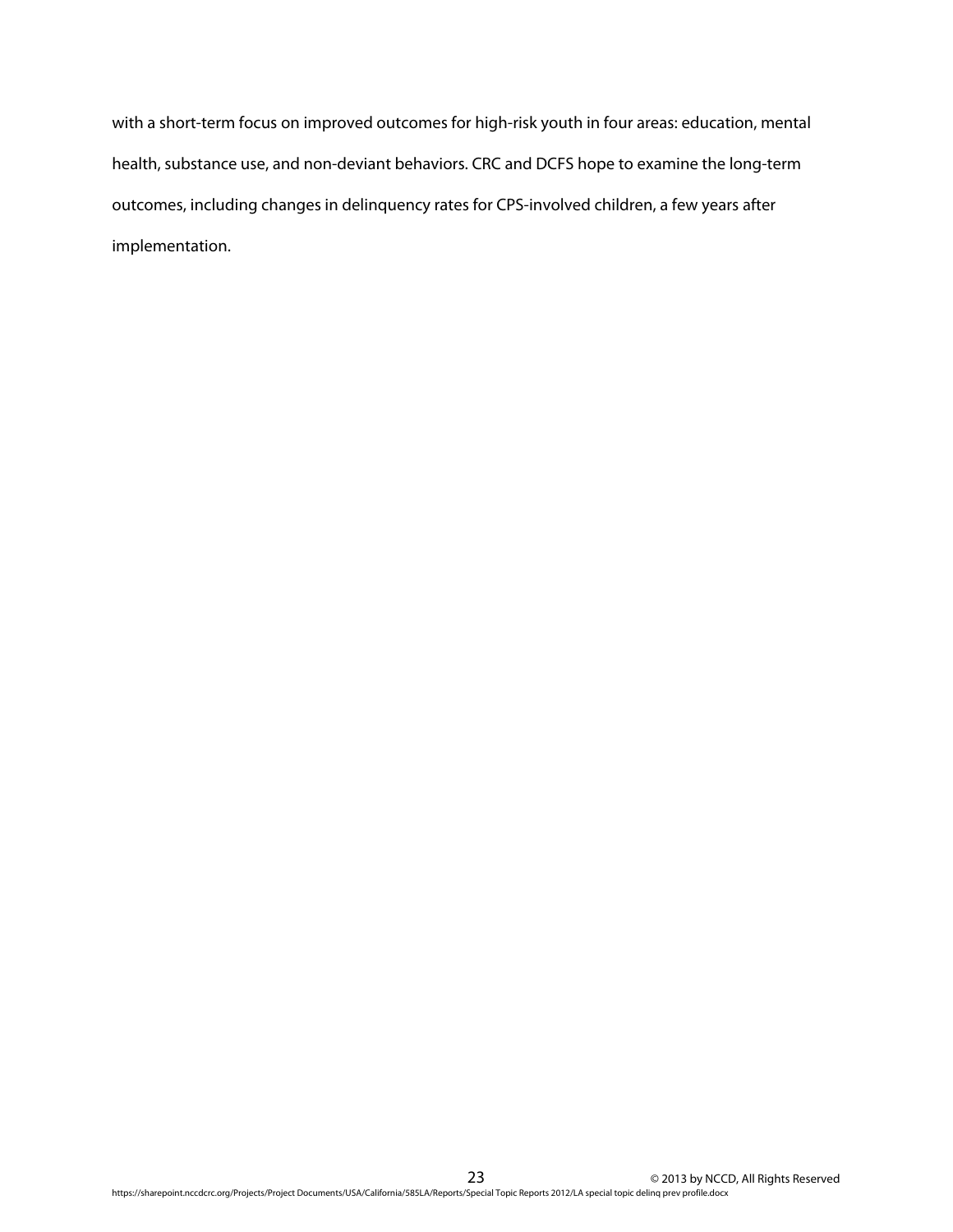with a short-term focus on improved outcomes for high-risk youth in four areas: education, mental health, substance use, and non-deviant behaviors. CRC and DCFS hope to examine the long-term outcomes, including changes in delinquency rates for CPS-involved children, a few years after implementation.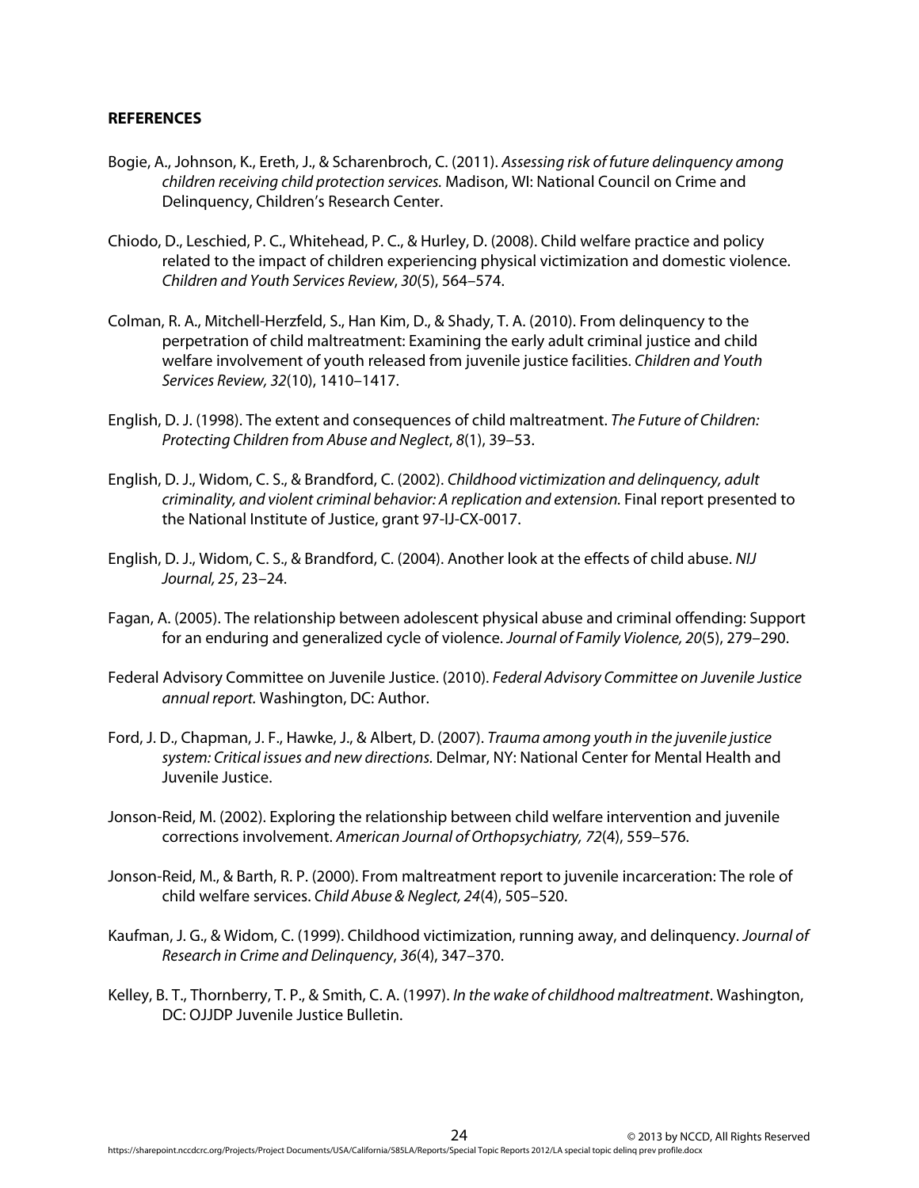**REFERENCES**

Bogie, A., Johnson, K., Ereth, J., & Scharenbroch, C. (2011). *Assessing risk of future delinquency among children receiving child protection services.* Madison, WI: National Council on Crime and Delinquency, Children's Research Center.

Chiodo, D., Leschied, P. C., Whitehead, P. C., & Hurley, D. (2008). Child welfare practice and policy related to the impact of children experiencing physical victimization and domestic violence. *Children and Youth Services Review*, *30*(5), 564–574.

Colman, R. A., Mitchell-Herzfeld, S., Han Kim, D., & Shady, T. A. (2010). From delinquency to the perpetration of child maltreatment: Examining the early adult criminal justice and child welfare involvement of youth released from juvenile justice facilities. *Children and Youth Services Review, 32*(10), 1410–1417.

English, D. J. (1998). The extent and consequences of child maltreatment. *The Future of Children: Protecting Children from Abuse and Neglect*, *8*(1), 39–53.

English, D. J., Widom, C. S., & Brandford, C. (2002). *Childhood victimization and delinquency, adult criminality, and violent criminal behavior: A replication and extension.* Final report presented to the National Institute of Justice, grant 97-IJ-CX-0017.

English, D. J., Widom, C. S., & Brandford, C. (2004). Another look at the effects of child abuse. *NIJ Journal, 25*, 23–24.

Fagan, A. (2005). The relationship between adolescent physical abuse and criminal offending: Support for an enduring and generalized cycle of violence. *Journal of Family Violence, 20*(5), 279–290.

Federal Advisory Committee on Juvenile Justice. (2010). *Federal Advisory Committee on Juvenile Justice annual report.* Washington, DC: Author.

Ford, J. D., Chapman, J. F., Hawke, J., & Albert, D. (2007). *Trauma among youth in the juvenile justice system: Critical issues and new directions.* Delmar, NY: National Center for Mental Health and Juvenile Justice.

Jonson-Reid, M. (2002). Exploring the relationship between child welfare intervention and juvenile corrections involvement. *American Journal of Orthopsychiatry, 72*(4), 559–576.

Jonson-Reid, M., & Barth, R. P. (2000). From maltreatment report to juvenile incarceration: The role of child welfare services. *Child Abuse & Neglect, 24*(4), 505–520.

Kaufman, J. G., & Widom, C. (1999). Childhood victimization, running away, and delinquency. *Journal of Research in Crime and Delinquency*, *36*(4), 347–370.

Kelley, B. T., Thornberry, T. P., & Smith, C. A. (1997). *In the wake of childhood maltreatment*. Washington, DC: OJJDP Juvenile Justice Bulletin.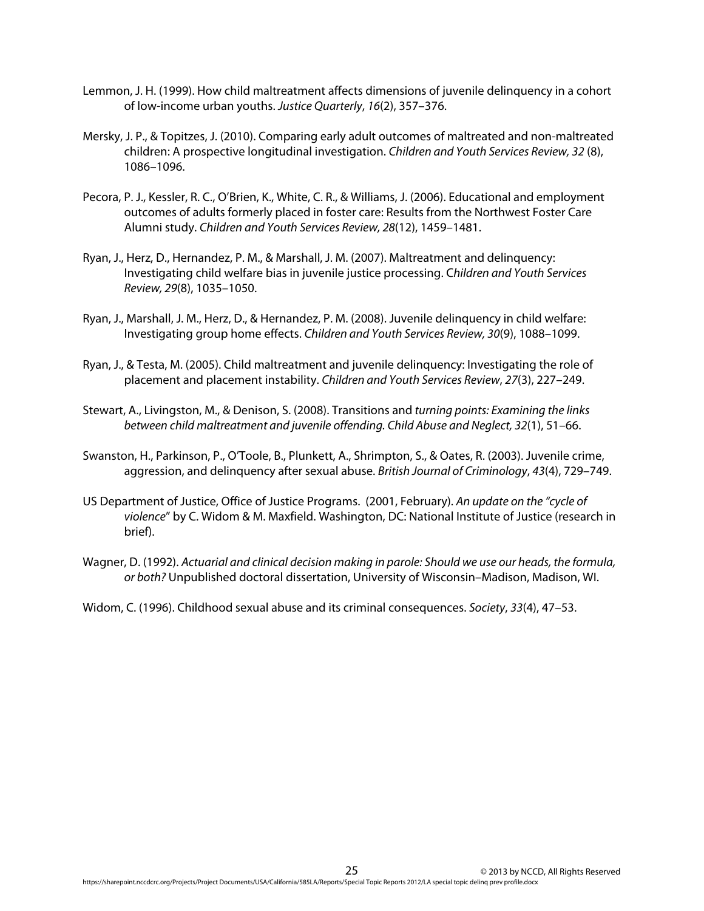Lemmon, J. H. (1999). How child maltreatment affects dimensions of juvenile delinquency in a cohort of low-income urban youths. *Justice Quarterly*, *16*(2), 357–376.

Mersky, J. P., & Topitzes, J. (2010). Comparing early adult outcomes of maltreated and non-maltreated children: A prospective longitudinal investigation. *Children and Youth Services Review, 32* (8), 1086–1096.

Pecora, P. J., Kessler, R. C., O'Brien, K., White, C. R., & Williams, J. (2006). Educational and employment outcomes of adults formerly placed in foster care: Results from the Northwest Foster Care Alumni study. *Children and Youth Services Review, 28*(12), 1459–1481.

Ryan, J., Herz, D., Hernandez, P. M., & Marshall, J. M. (2007). Maltreatment and delinquency: Investigating child welfare bias in juvenile justice processing. C*hildren and Youth Services Review, 29*(8), 1035–1050.

Ryan, J., Marshall, J. M., Herz, D., & Hernandez, P. M. (2008). Juvenile delinquency in child welfare: Investigating group home effects. *Children and Youth Services Review, 30*(9), 1088–1099.

Ryan, J., & Testa, M. (2005). Child maltreatment and juvenile delinquency: Investigating the role of placement and placement instability. *Children and Youth Services Review*, *27*(3), 227–249.

Stewart, A., Livingston, M., & Denison, S. (2008). Transitions and *turning points: Examining the links between child maltreatment and juvenile offending. Child Abuse and Neglect, 32*(1), 51–66.

Swanston, H., Parkinson, P., O'Toole, B., Plunkett, A., Shrimpton, S., & Oates, R. (2003). Juvenile crime, aggression, and delinquency after sexual abuse. *British Journal of Criminology*, *43*(4), 729–749.

US Department of Justice, Office of Justice Programs. (2001, February). *An update on the "cycle of violence"* by C. Widom & M. Maxfield. Washington, DC: National Institute of Justice (research in brief).

Wagner, D. (1992). *Actuarial and clinical decision making in parole: Should we use our heads, the formula, or both?* Unpublished doctoral dissertation, University of Wisconsin–Madison, Madison, WI.

Widom, C. (1996). Childhood sexual abuse and its criminal consequences. *Society*, *33*(4), 47–53.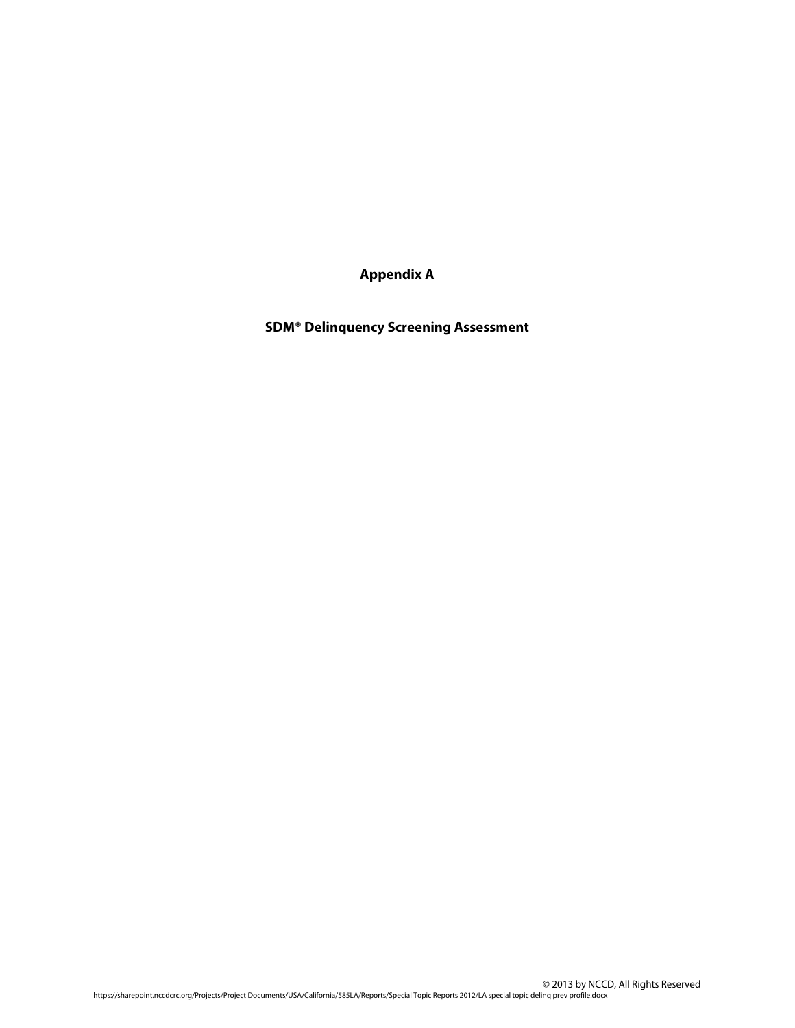# Appendix A

## SDM® Delinquency Screening Assessment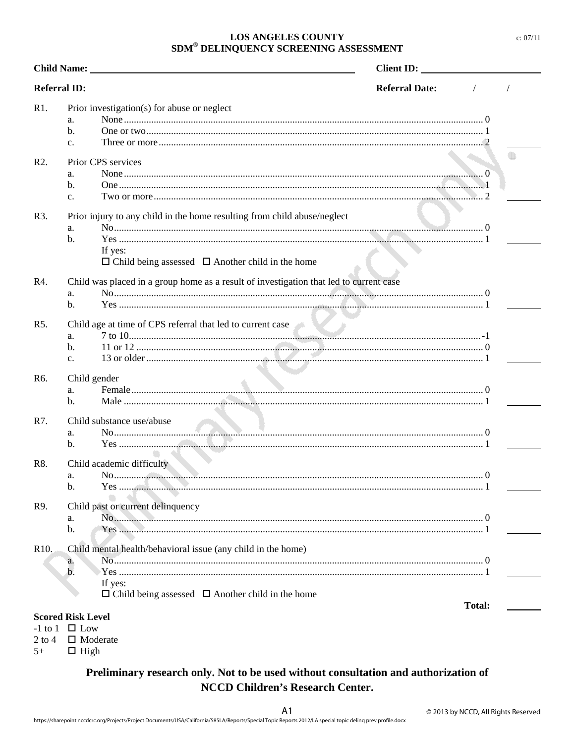c: 07/11

# LOS ANGELES COUNTY
## SDM® DELINQUENCY SCREENING ASSESSMENT

**Child Name:** ______________________ **Client ID:** ______________

**Referral ID:** ______________________ **Referral Date:** ____/____/____

**R1.** Prior investigation(s) for abuse or neglect
- a. None .......... 0
- b. One or two .......... 1
- c. Three or more .......... 2 ______

**R2.** Prior CPS services
- a. None .......... 0
- b. One .......... 1
- c. Two or more .......... 2 ______

**R3.** Prior injury to any child in the home resulting from child abuse/neglect
- a. No .......... 0
- b. Yes .......... 1 ______

  If yes:
  ☐ Child being assessed ☐ Another child in the home

**R4.** Child was placed in a group home as a result of investigation that led to current case
- a. No .......... 0
- b. Yes .......... 1 ______

**R5.** Child age at time of CPS referral that led to current case
- a. 7 to 10 .......... -1
- b. 11 or 12 .......... 0
- c. 13 or older .......... 1 ______

**R6.** Child gender
- a. Female .......... 0
- b. Male .......... 1 ______

**R7.** Child substance use/abuse
- a. No .......... 0
- b. Yes .......... 1 ______

**R8.** Child academic difficulty
- a. No .......... 0
- b. Yes .......... 1 ______

**R9.** Child past or current delinquency
- a. No .......... 0
- b. Yes .......... 1 ______

**R10.** Child mental health/behavioral issue (any child in the home)
- a. No .......... 0
- b. Yes .......... 1 ______

  If yes:
  ☐ Child being assessed ☐ Another child in the home

**Total:** ______

**Scored Risk Level**

| | |
|---|---|
| -1 to 1 | ☐ Low |
| 2 to 4 | ☐ Moderate |
| 5+ | ☐ High |

**Preliminary research only. Not to be used without consultation and authorization of NCCD Children's Research Center.**

© 2013 by NCCD, All Rights Reserved

https://sharepoint.nccdcrc.org/Projects/Project Documents/USA/California/585LA/Reports/Special Topic Reports 2012/LA special topic delinq prev profile.docx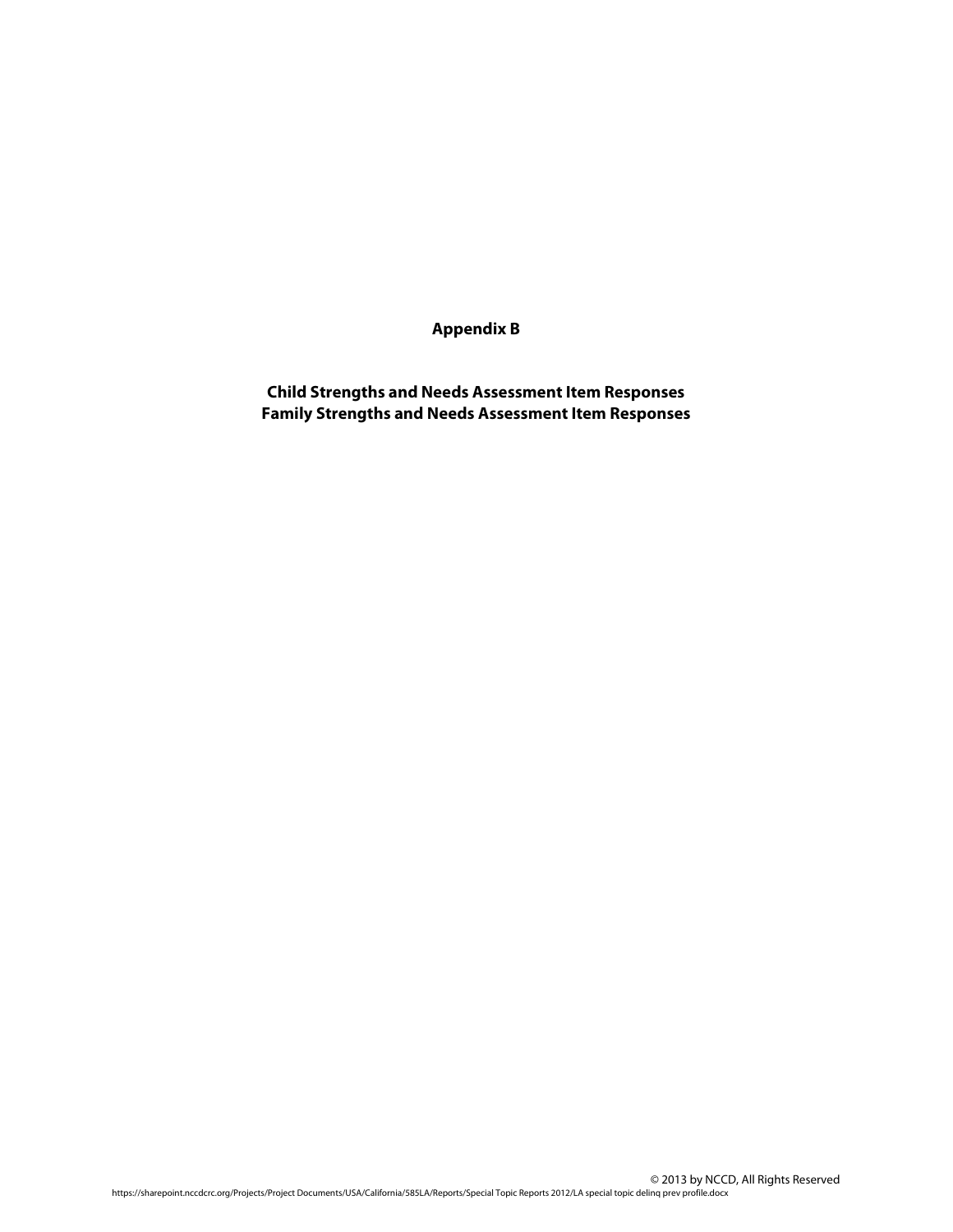# Appendix B

## Child Strengths and Needs Assessment Item Responses
## Family Strengths and Needs Assessment Item Responses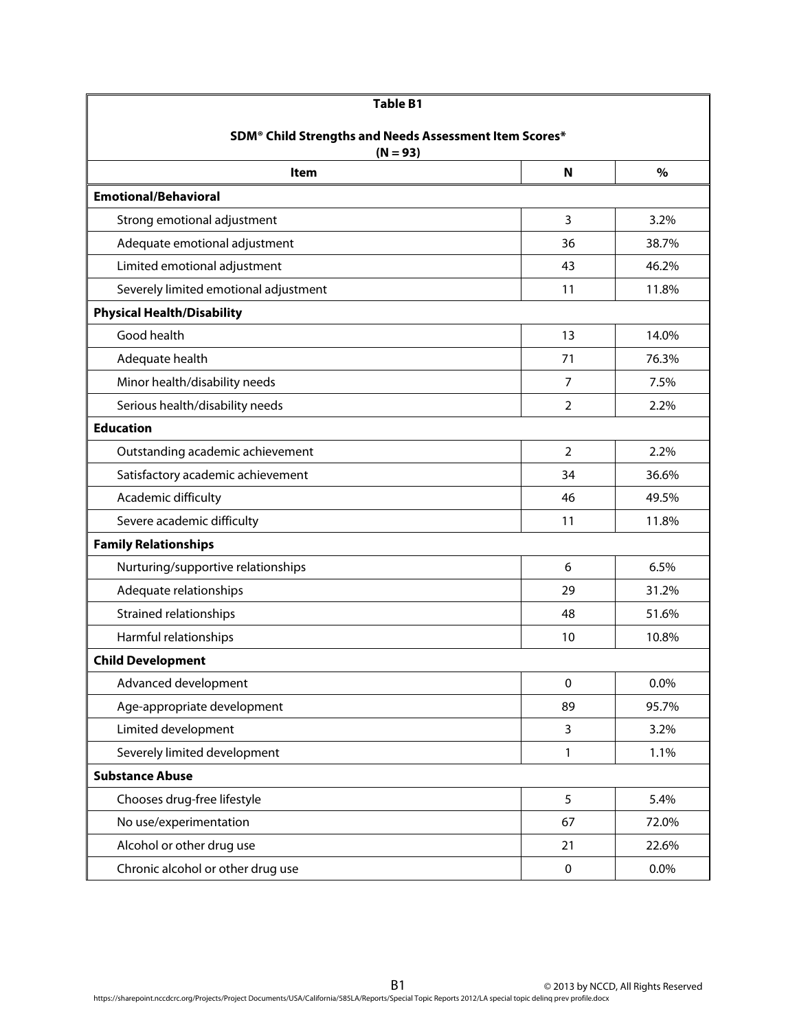**Table B1**

**SDM® Child Strengths and Needs Assessment Item Scores***
**(N = 93)**

| Item | N | % |
|---|---|---|
| **Emotional/Behavioral** | | |
| Strong emotional adjustment | 3 | 3.2% |
| Adequate emotional adjustment | 36 | 38.7% |
| Limited emotional adjustment | 43 | 46.2% |
| Severely limited emotional adjustment | 11 | 11.8% |
| **Physical Health/Disability** | | |
| Good health | 13 | 14.0% |
| Adequate health | 71 | 76.3% |
| Minor health/disability needs | 7 | 7.5% |
| Serious health/disability needs | 2 | 2.2% |
| **Education** | | |
| Outstanding academic achievement | 2 | 2.2% |
| Satisfactory academic achievement | 34 | 36.6% |
| Academic difficulty | 46 | 49.5% |
| Severe academic difficulty | 11 | 11.8% |
| **Family Relationships** | | |
| Nurturing/supportive relationships | 6 | 6.5% |
| Adequate relationships | 29 | 31.2% |
| Strained relationships | 48 | 51.6% |
| Harmful relationships | 10 | 10.8% |
| **Child Development** | | |
| Advanced development | 0 | 0.0% |
| Age-appropriate development | 89 | 95.7% |
| Limited development | 3 | 3.2% |
| Severely limited development | 1 | 1.1% |
| **Substance Abuse** | | |
| Chooses drug-free lifestyle | 5 | 5.4% |
| No use/experimentation | 67 | 72.0% |
| Alcohol or other drug use | 21 | 22.6% |
| Chronic alcohol or other drug use | 0 | 0.0% |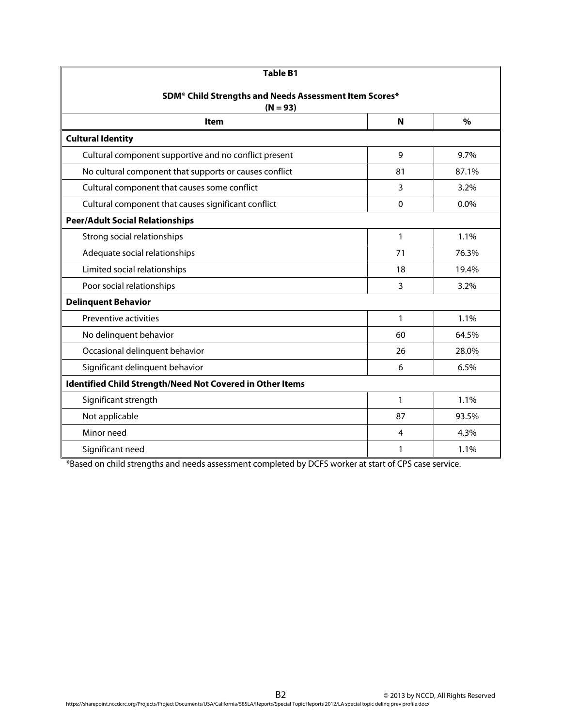**Table B1**

**SDM® Child Strengths and Needs Assessment Item Scores***
**(N = 93)**

| Item | N | % |
|---|---|---|
| **Cultural Identity** | | |
| Cultural component supportive and no conflict present | 9 | 9.7% |
| No cultural component that supports or causes conflict | 81 | 87.1% |
| Cultural component that causes some conflict | 3 | 3.2% |
| Cultural component that causes significant conflict | 0 | 0.0% |
| **Peer/Adult Social Relationships** | | |
| Strong social relationships | 1 | 1.1% |
| Adequate social relationships | 71 | 76.3% |
| Limited social relationships | 18 | 19.4% |
| Poor social relationships | 3 | 3.2% |
| **Delinquent Behavior** | | |
| Preventive activities | 1 | 1.1% |
| No delinquent behavior | 60 | 64.5% |
| Occasional delinquent behavior | 26 | 28.0% |
| Significant delinquent behavior | 6 | 6.5% |
| **Identified Child Strength/Need Not Covered in Other Items** | | |
| Significant strength | 1 | 1.1% |
| Not applicable | 87 | 93.5% |
| Minor need | 4 | 4.3% |
| Significant need | 1 | 1.1% |

*Based on child strengths and needs assessment completed by DCFS worker at start of CPS case service.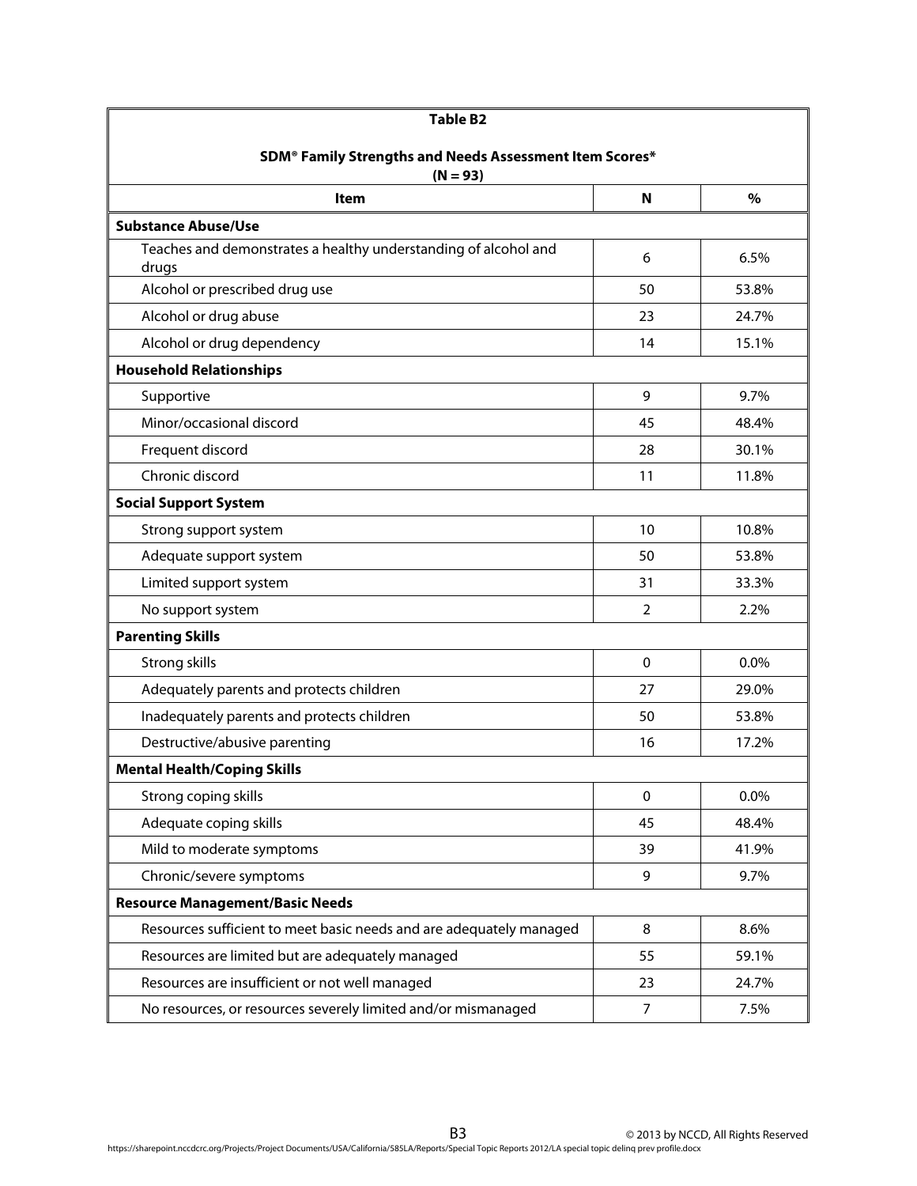**Table B2**

**SDM® Family Strengths and Needs Assessment Item Scores***
**(N = 93)**

| Item | N | % |
|---|---|---|
| **Substance Abuse/Use** | | |
| Teaches and demonstrates a healthy understanding of alcohol and drugs | 6 | 6.5% |
| Alcohol or prescribed drug use | 50 | 53.8% |
| Alcohol or drug abuse | 23 | 24.7% |
| Alcohol or drug dependency | 14 | 15.1% |
| **Household Relationships** | | |
| Supportive | 9 | 9.7% |
| Minor/occasional discord | 45 | 48.4% |
| Frequent discord | 28 | 30.1% |
| Chronic discord | 11 | 11.8% |
| **Social Support System** | | |
| Strong support system | 10 | 10.8% |
| Adequate support system | 50 | 53.8% |
| Limited support system | 31 | 33.3% |
| No support system | 2 | 2.2% |
| **Parenting Skills** | | |
| Strong skills | 0 | 0.0% |
| Adequately parents and protects children | 27 | 29.0% |
| Inadequately parents and protects children | 50 | 53.8% |
| Destructive/abusive parenting | 16 | 17.2% |
| **Mental Health/Coping Skills** | | |
| Strong coping skills | 0 | 0.0% |
| Adequate coping skills | 45 | 48.4% |
| Mild to moderate symptoms | 39 | 41.9% |
| Chronic/severe symptoms | 9 | 9.7% |
| **Resource Management/Basic Needs** | | |
| Resources sufficient to meet basic needs and are adequately managed | 8 | 8.6% |
| Resources are limited but are adequately managed | 55 | 59.1% |
| Resources are insufficient or not well managed | 23 | 24.7% |
| No resources, or resources severely limited and/or mismanaged | 7 | 7.5% |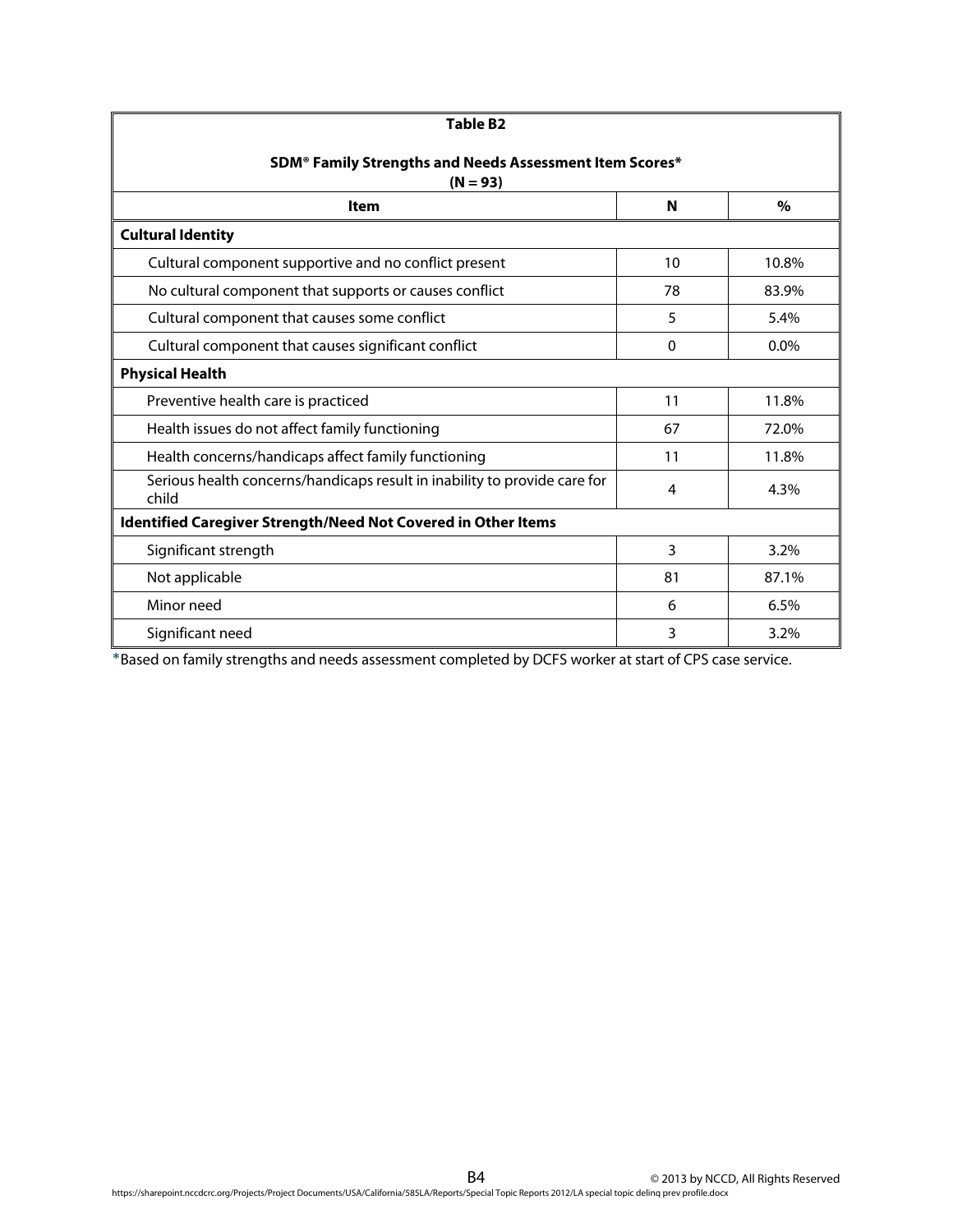**Table B2**

**SDM® Family Strengths and Needs Assessment Item Scores***
**(N = 93)**

| Item | N | % |
|---|---|---|
| **Cultural Identity** | | |
| Cultural component supportive and no conflict present | 10 | 10.8% |
| No cultural component that supports or causes conflict | 78 | 83.9% |
| Cultural component that causes some conflict | 5 | 5.4% |
| Cultural component that causes significant conflict | 0 | 0.0% |
| **Physical Health** | | |
| Preventive health care is practiced | 11 | 11.8% |
| Health issues do not affect family functioning | 67 | 72.0% |
| Health concerns/handicaps affect family functioning | 11 | 11.8% |
| Serious health concerns/handicaps result in inability to provide care for child | 4 | 4.3% |
| **Identified Caregiver Strength/Need Not Covered in Other Items** | | |
| Significant strength | 3 | 3.2% |
| Not applicable | 81 | 87.1% |
| Minor need | 6 | 6.5% |
| Significant need | 3 | 3.2% |

*Based on family strengths and needs assessment completed by DCFS worker at start of CPS case service.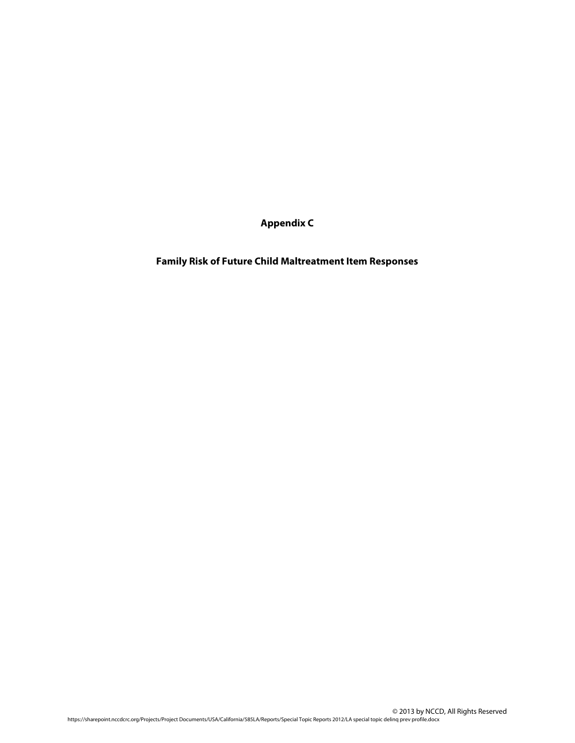# Appendix C

## Family Risk of Future Child Maltreatment Item Responses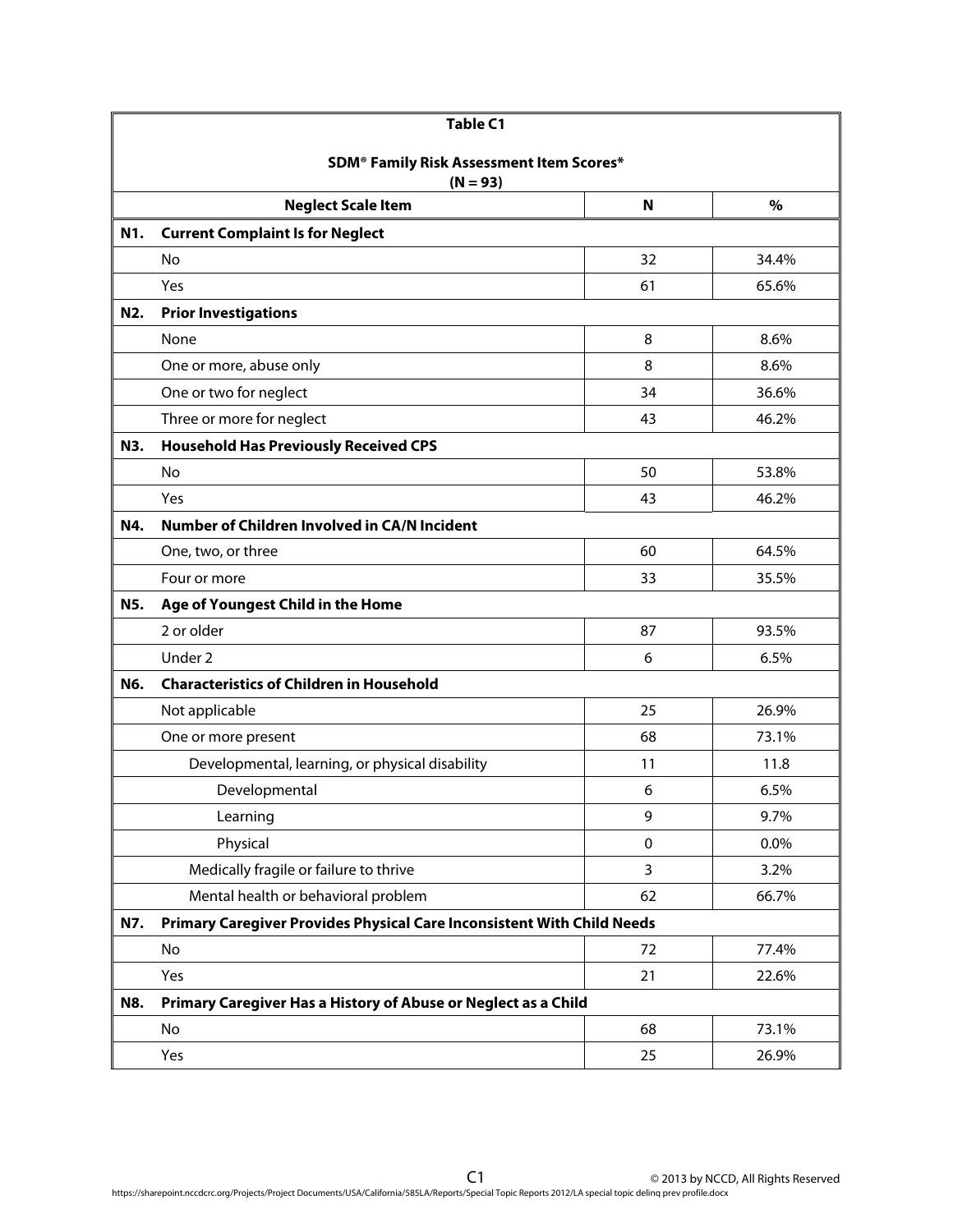**Table C1**

**SDM® Family Risk Assessment Item Scores***
**(N = 93)**

| | Neglect Scale Item | N | % |
|---|---|---|---|
| **N1.** | **Current Complaint Is for Neglect** | | |
| | No | 32 | 34.4% |
| | Yes | 61 | 65.6% |
| **N2.** | **Prior Investigations** | | |
| | None | 8 | 8.6% |
| | One or more, abuse only | 8 | 8.6% |
| | One or two for neglect | 34 | 36.6% |
| | Three or more for neglect | 43 | 46.2% |
| **N3.** | **Household Has Previously Received CPS** | | |
| | No | 50 | 53.8% |
| | Yes | 43 | 46.2% |
| **N4.** | **Number of Children Involved in CA/N Incident** | | |
| | One, two, or three | 60 | 64.5% |
| | Four or more | 33 | 35.5% |
| **N5.** | **Age of Youngest Child in the Home** | | |
| | 2 or older | 87 | 93.5% |
| | Under 2 | 6 | 6.5% |
| **N6.** | **Characteristics of Children in Household** | | |
| | Not applicable | 25 | 26.9% |
| | One or more present | 68 | 73.1% |
| | Developmental, learning, or physical disability | 11 | 11.8 |
| | Developmental | 6 | 6.5% |
| | Learning | 9 | 9.7% |
| | Physical | 0 | 0.0% |
| | Medically fragile or failure to thrive | 3 | 3.2% |
| | Mental health or behavioral problem | 62 | 66.7% |
| **N7.** | **Primary Caregiver Provides Physical Care Inconsistent With Child Needs** | | |
| | No | 72 | 77.4% |
| | Yes | 21 | 22.6% |
| **N8.** | **Primary Caregiver Has a History of Abuse or Neglect as a Child** | | |
| | No | 68 | 73.1% |
| | Yes | 25 | 26.9% |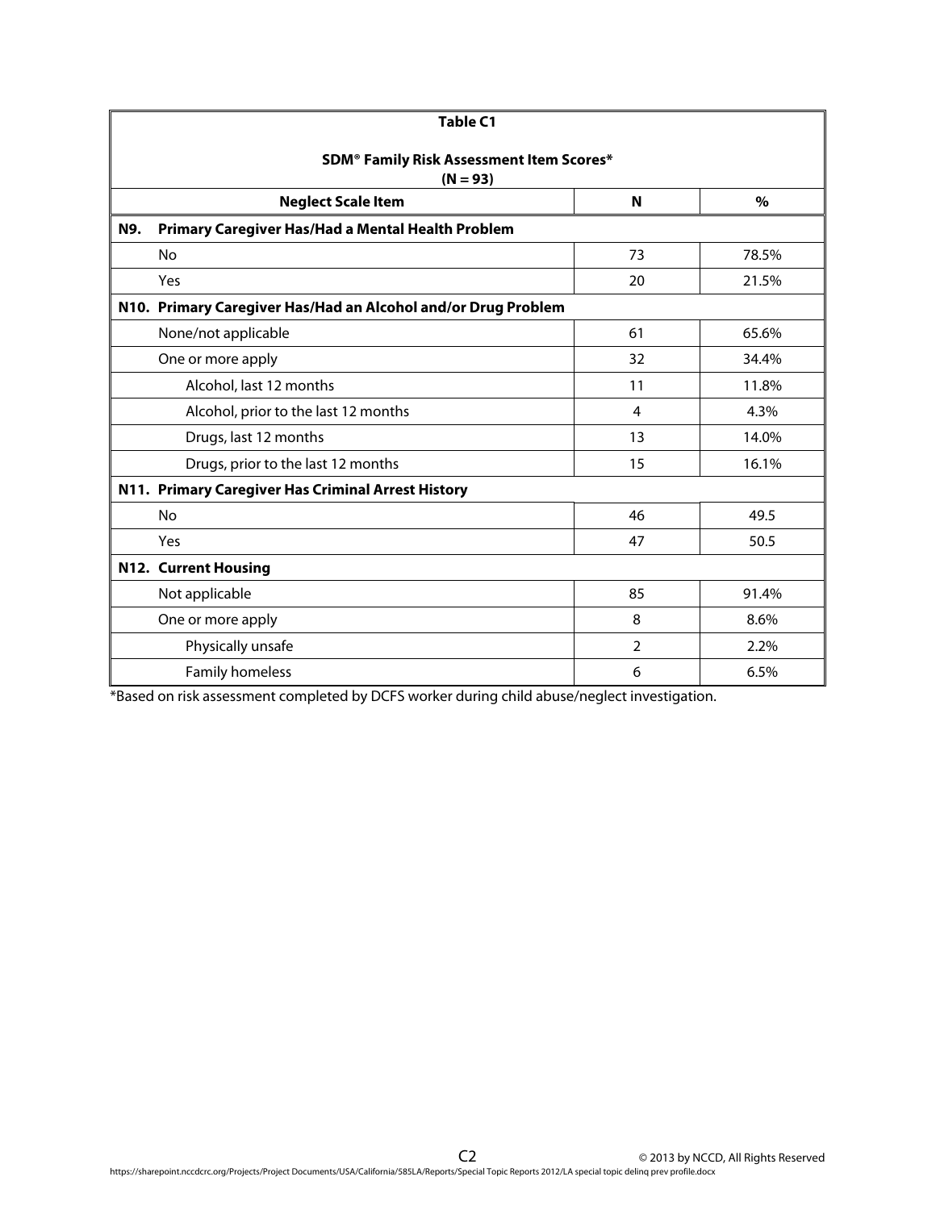**Table C1**

**SDM® Family Risk Assessment Item Scores***
**(N = 93)**

| Neglect Scale Item | N | % |
|---|---|---|
| **N9. Primary Caregiver Has/Had a Mental Health Problem** | | |
| No | 73 | 78.5% |
| Yes | 20 | 21.5% |
| **N10. Primary Caregiver Has/Had an Alcohol and/or Drug Problem** | | |
| None/not applicable | 61 | 65.6% |
| One or more apply | 32 | 34.4% |
| Alcohol, last 12 months | 11 | 11.8% |
| Alcohol, prior to the last 12 months | 4 | 4.3% |
| Drugs, last 12 months | 13 | 14.0% |
| Drugs, prior to the last 12 months | 15 | 16.1% |
| **N11. Primary Caregiver Has Criminal Arrest History** | | |
| No | 46 | 49.5 |
| Yes | 47 | 50.5 |
| **N12. Current Housing** | | |
| Not applicable | 85 | 91.4% |
| One or more apply | 8 | 8.6% |
| Physically unsafe | 2 | 2.2% |
| Family homeless | 6 | 6.5% |

*Based on risk assessment completed by DCFS worker during child abuse/neglect investigation.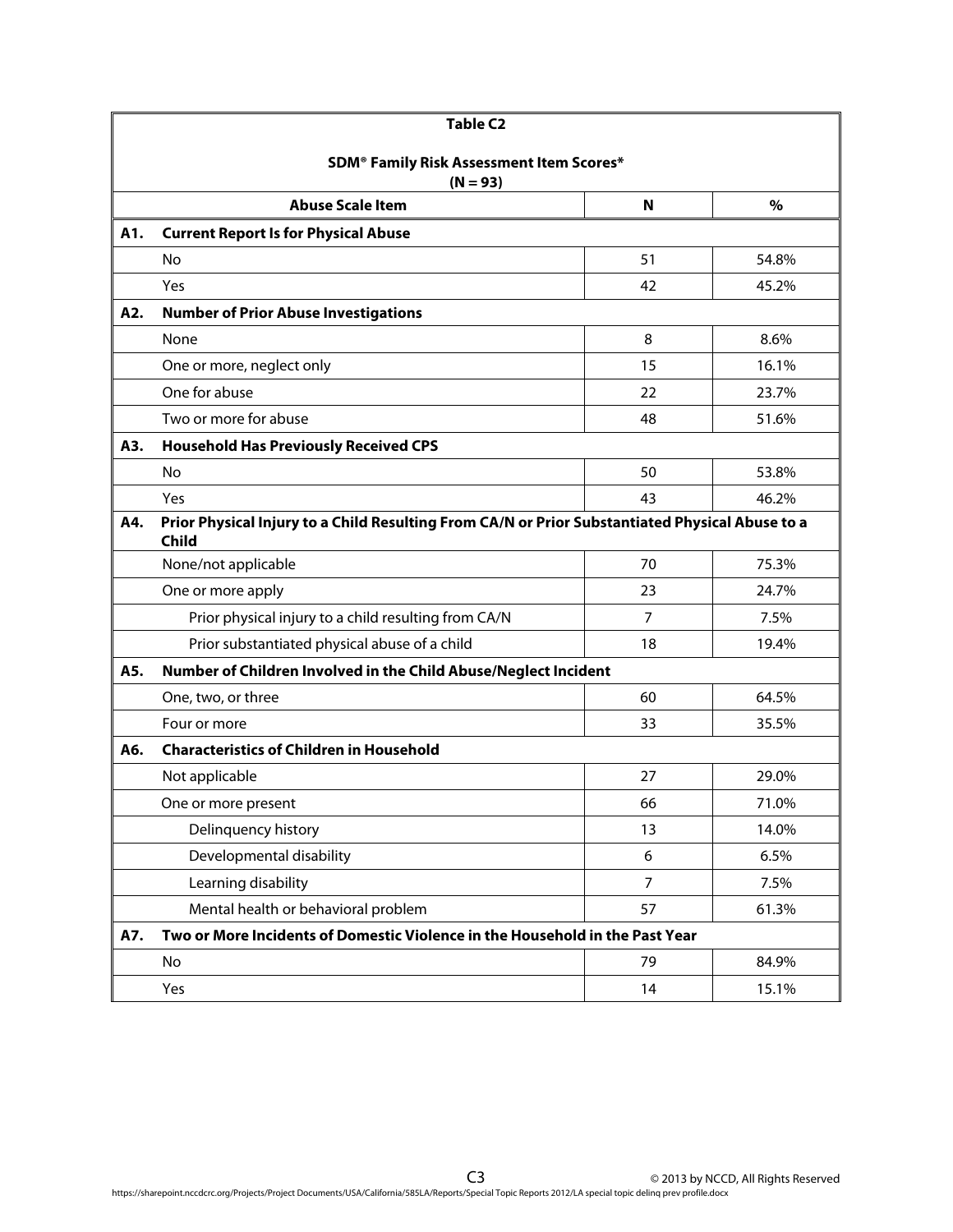**Table C2**

**SDM® Family Risk Assessment Item Scores***
**(N = 93)**

| | Abuse Scale Item | N | % |
|---|---|---|---|
| **A1.** | **Current Report Is for Physical Abuse** | | |
| | No | 51 | 54.8% |
| | Yes | 42 | 45.2% |
| **A2.** | **Number of Prior Abuse Investigations** | | |
| | None | 8 | 8.6% |
| | One or more, neglect only | 15 | 16.1% |
| | One for abuse | 22 | 23.7% |
| | Two or more for abuse | 48 | 51.6% |
| **A3.** | **Household Has Previously Received CPS** | | |
| | No | 50 | 53.8% |
| | Yes | 43 | 46.2% |
| **A4.** | **Prior Physical Injury to a Child Resulting From CA/N or Prior Substantiated Physical Abuse to a Child** | | |
| | None/not applicable | 70 | 75.3% |
| | One or more apply | 23 | 24.7% |
| | Prior physical injury to a child resulting from CA/N | 7 | 7.5% |
| | Prior substantiated physical abuse of a child | 18 | 19.4% |
| **A5.** | **Number of Children Involved in the Child Abuse/Neglect Incident** | | |
| | One, two, or three | 60 | 64.5% |
| | Four or more | 33 | 35.5% |
| **A6.** | **Characteristics of Children in Household** | | |
| | Not applicable | 27 | 29.0% |
| | One or more present | 66 | 71.0% |
| | Delinquency history | 13 | 14.0% |
| | Developmental disability | 6 | 6.5% |
| | Learning disability | 7 | 7.5% |
| | Mental health or behavioral problem | 57 | 61.3% |
| **A7.** | **Two or More Incidents of Domestic Violence in the Household in the Past Year** | | |
| | No | 79 | 84.9% |
| | Yes | 14 | 15.1% |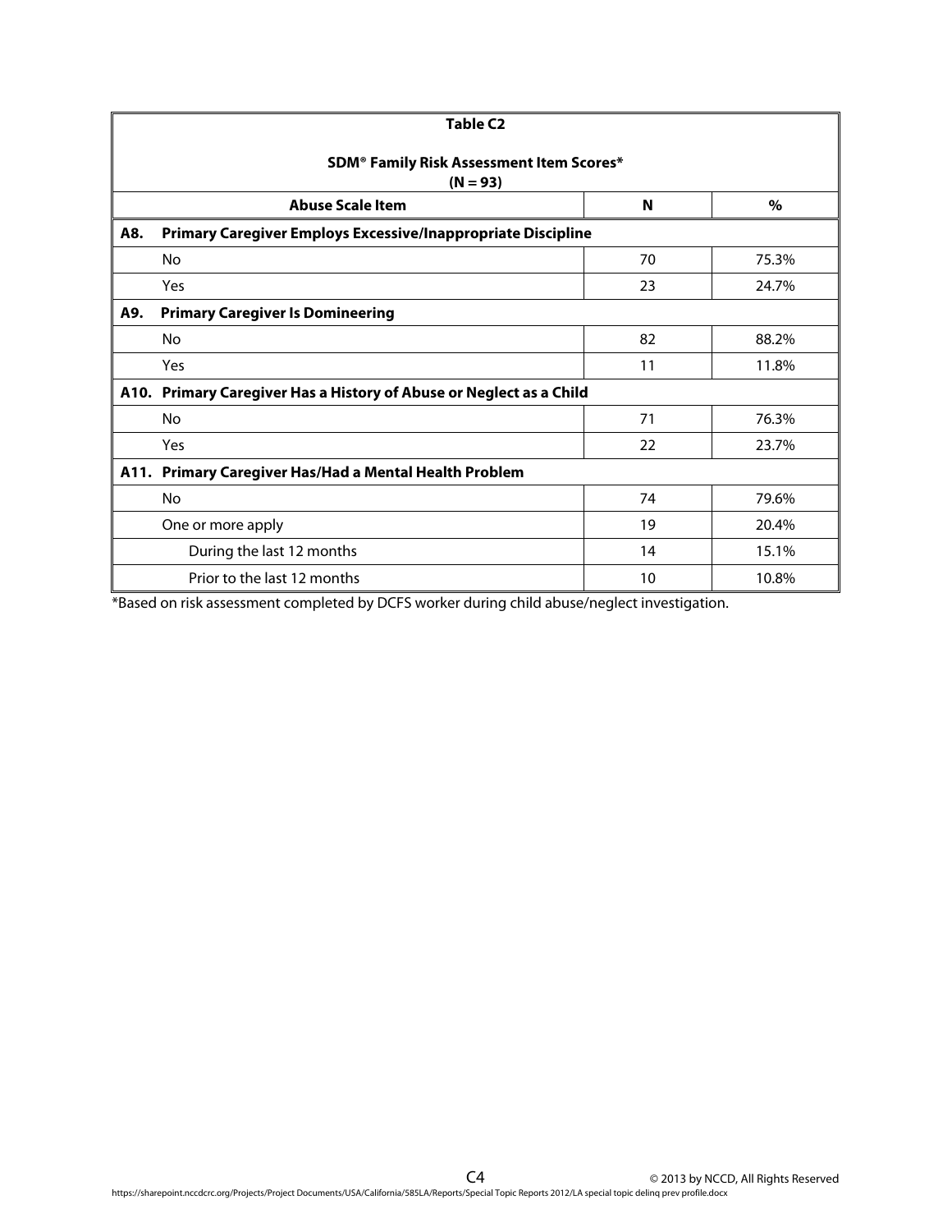**Table C2**

**SDM® Family Risk Assessment Item Scores***
**(N = 93)**

| Abuse Scale Item | N | % |
|---|---|---|
| **A8. Primary Caregiver Employs Excessive/Inappropriate Discipline** | | |
| No | 70 | 75.3% |
| Yes | 23 | 24.7% |
| **A9. Primary Caregiver Is Domineering** | | |
| No | 82 | 88.2% |
| Yes | 11 | 11.8% |
| **A10. Primary Caregiver Has a History of Abuse or Neglect as a Child** | | |
| No | 71 | 76.3% |
| Yes | 22 | 23.7% |
| **A11. Primary Caregiver Has/Had a Mental Health Problem** | | |
| No | 74 | 79.6% |
| One or more apply | 19 | 20.4% |
| During the last 12 months | 14 | 15.1% |
| Prior to the last 12 months | 10 | 10.8% |

*Based on risk assessment completed by DCFS worker during child abuse/neglect investigation.